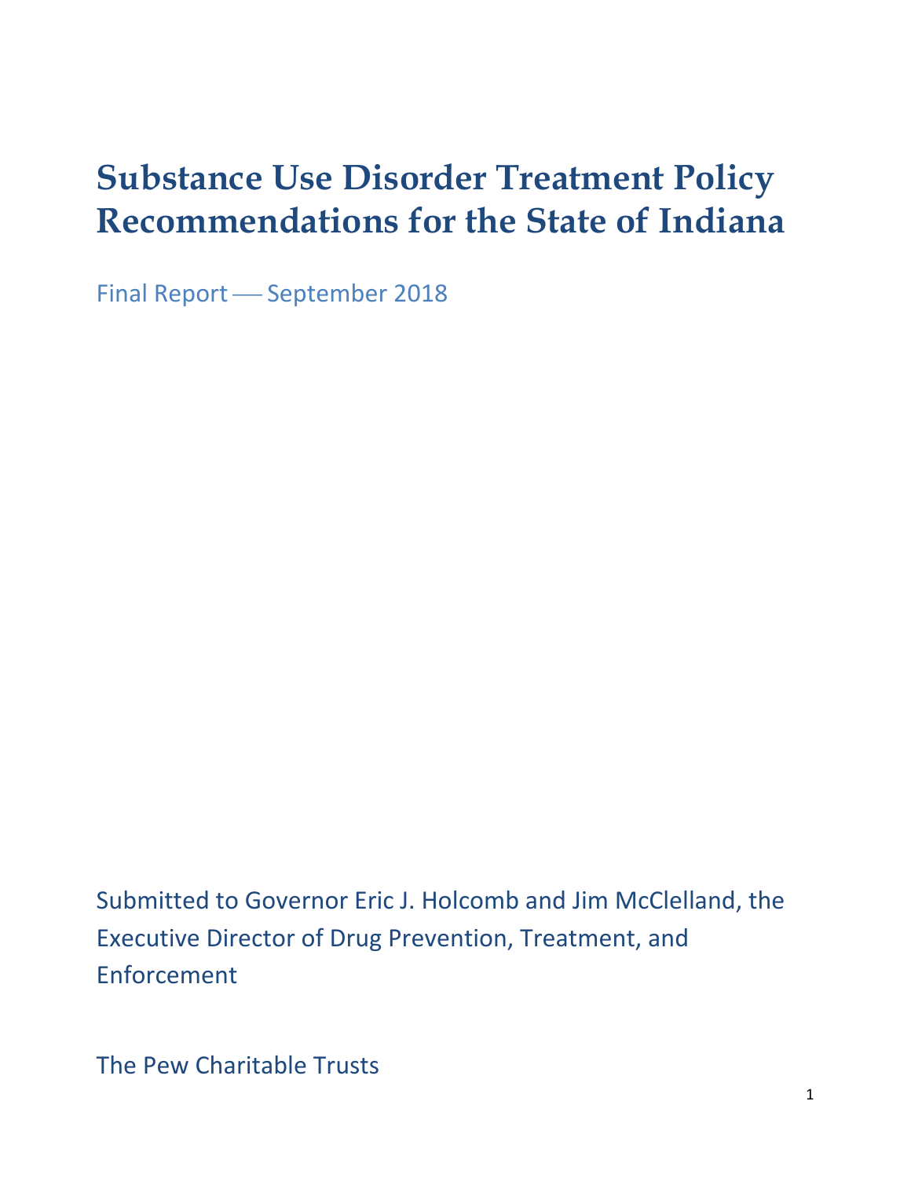# Substance Use Disorder Treatment Policy Recommendations for the State of Indiana

Final Report — September 2018

Submitted to Governor Eric J. Holcomb and Jim McClelland, the Executive Director of Drug Prevention, Treatment, and Enforcement

The Pew Charitable Trusts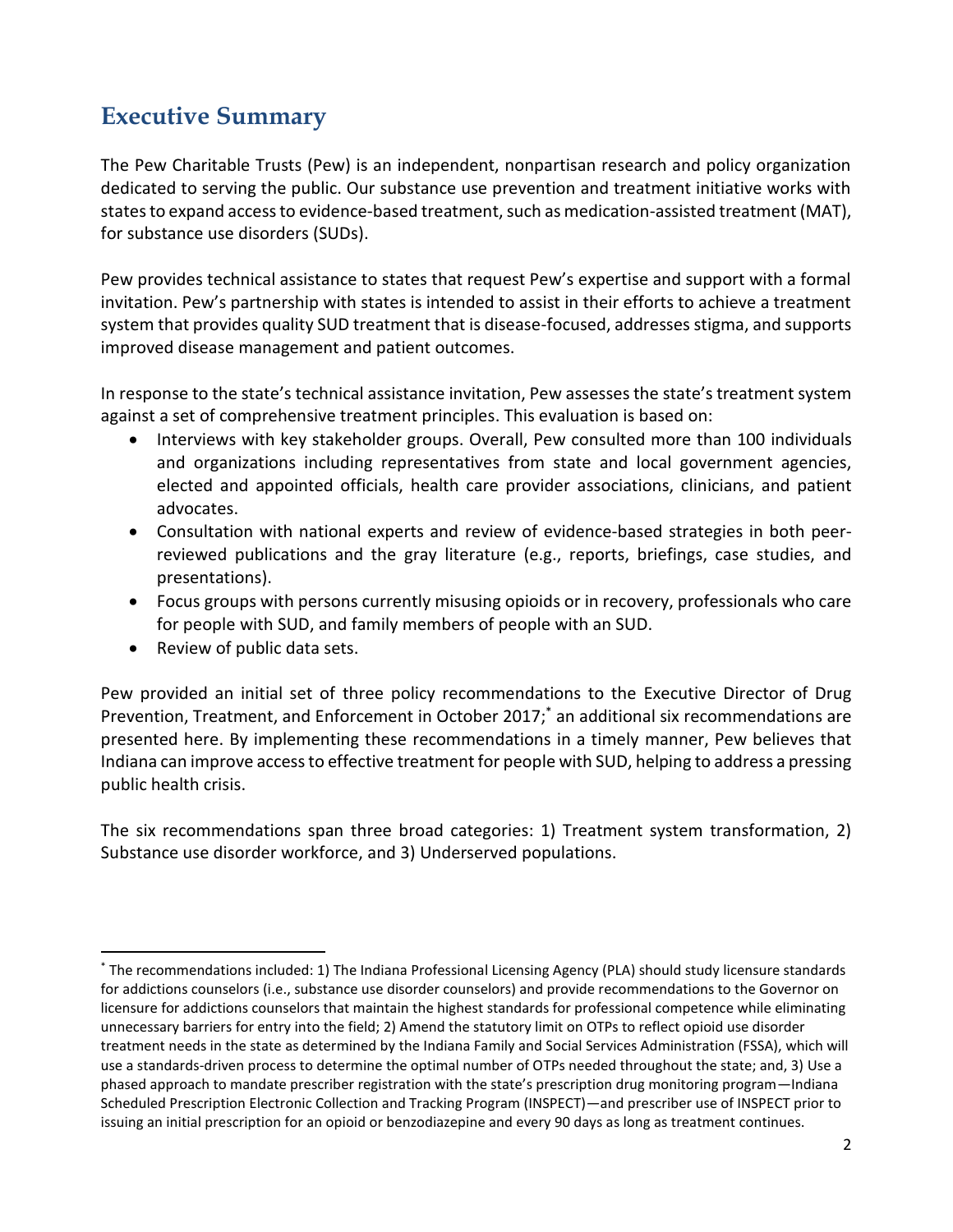## Executive Summary

The Pew Charitable Trusts (Pew) is an independent, nonpartisan research and policy organization dedicated to serving the public. Our substance use prevention and treatment initiative works with states to expand access to evidence-based treatment, such as medication-assisted treatment (MAT), for substance use disorders (SUDs).

Pew provides technical assistance to states that request Pew's expertise and support with a formal invitation. Pew's partnership with states is intended to assist in their efforts to achieve a treatment system that provides quality SUD treatment that is disease-focused, addresses stigma, and supports improved disease management and patient outcomes.

In response to the state's technical assistance invitation, Pew assesses the state's treatment system against a set of comprehensive treatment principles. This evaluation is based on:

- Interviews with key stakeholder groups. Overall, Pew consulted more than 100 individuals and organizations including representatives from state and local government agencies, elected and appointed officials, health care provider associations, clinicians, and patient advocates.
- Consultation with national experts and review of evidence-based strategies in both peer-reviewed publications and the gray literature (e.g., reports, briefings, case studies, and presentations).
- Focus groups with persons currently misusing opioids or in recovery, professionals who care for people with SUD, and family members of people with an SUD.
- Review of public data sets.

Pew provided an initial set of three policy recommendations to the Executive Director of Drug Prevention, Treatment, and Enforcement in October 2017;[*] an additional six recommendations are presented here. By implementing these recommendations in a timely manner, Pew believes that Indiana can improve access to effective treatment for people with SUD, helping to address a pressing public health crisis.

The six recommendations span three broad categories: 1) Treatment system transformation, 2) Substance use disorder workforce, and 3) Underserved populations.

---

[*] The recommendations included: 1) The Indiana Professional Licensing Agency (PLA) should study licensure standards for addictions counselors (i.e., substance use disorder counselors) and provide recommendations to the Governor on licensure for addictions counselors that maintain the highest standards for professional competence while eliminating unnecessary barriers for entry into the field; 2) Amend the statutory limit on OTPs to reflect opioid use disorder treatment needs in the state as determined by the Indiana Family and Social Services Administration (FSSA), which will use a standards-driven process to determine the optimal number of OTPs needed throughout the state; and, 3) Use a phased approach to mandate prescriber registration with the state's prescription drug monitoring program—Indiana Scheduled Prescription Electronic Collection and Tracking Program (INSPECT)—and prescriber use of INSPECT prior to issuing an initial prescription for an opioid or benzodiazepine and every 90 days as long as treatment continues.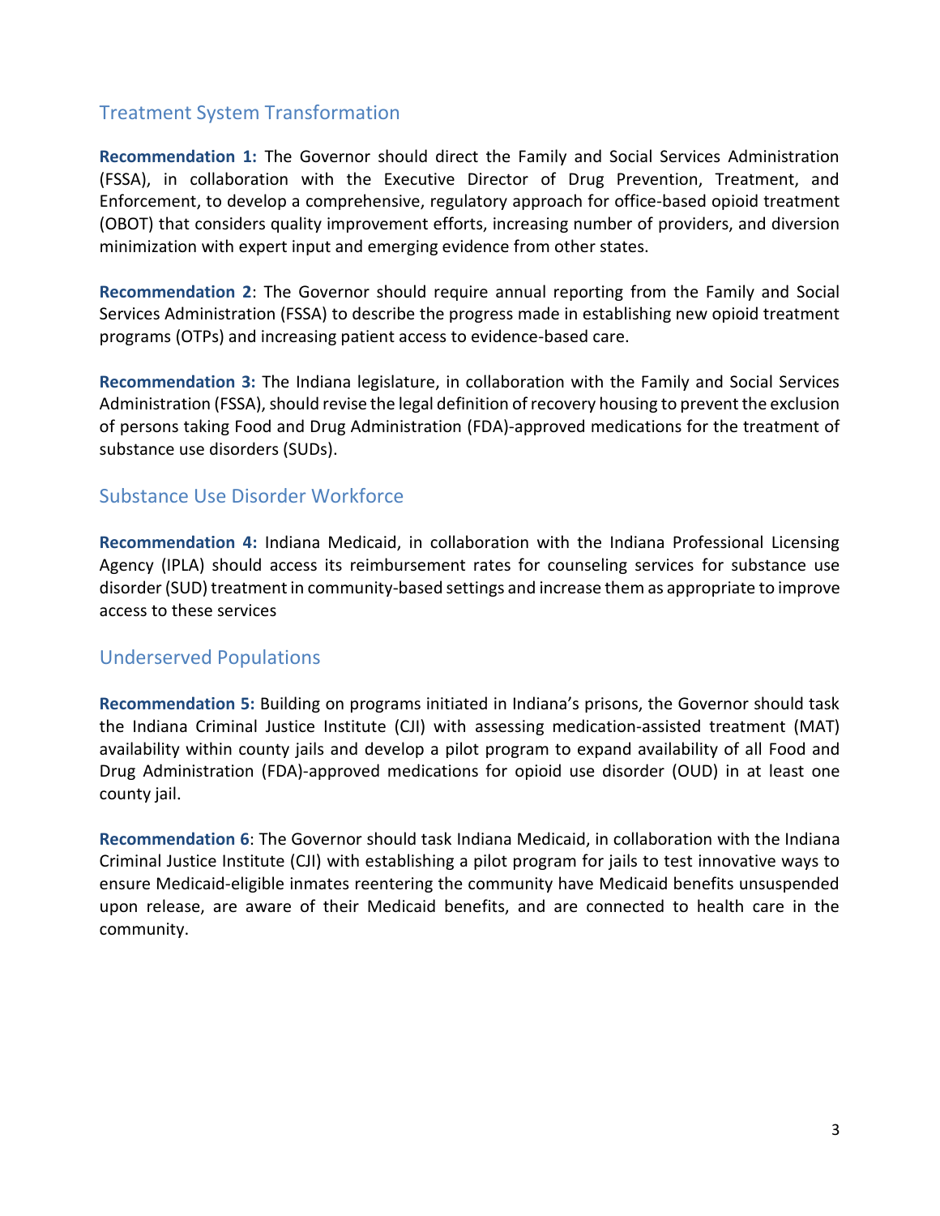## Treatment System Transformation

**Recommendation 1:** The Governor should direct the Family and Social Services Administration (FSSA), in collaboration with the Executive Director of Drug Prevention, Treatment, and Enforcement, to develop a comprehensive, regulatory approach for office-based opioid treatment (OBOT) that considers quality improvement efforts, increasing number of providers, and diversion minimization with expert input and emerging evidence from other states.

**Recommendation 2**: The Governor should require annual reporting from the Family and Social Services Administration (FSSA) to describe the progress made in establishing new opioid treatment programs (OTPs) and increasing patient access to evidence-based care.

**Recommendation 3:** The Indiana legislature, in collaboration with the Family and Social Services Administration (FSSA), should revise the legal definition of recovery housing to prevent the exclusion of persons taking Food and Drug Administration (FDA)-approved medications for the treatment of substance use disorders (SUDs).

## Substance Use Disorder Workforce

**Recommendation 4:** Indiana Medicaid, in collaboration with the Indiana Professional Licensing Agency (IPLA) should access its reimbursement rates for counseling services for substance use disorder (SUD) treatment in community-based settings and increase them as appropriate to improve access to these services

## Underserved Populations

**Recommendation 5:** Building on programs initiated in Indiana's prisons, the Governor should task the Indiana Criminal Justice Institute (CJI) with assessing medication-assisted treatment (MAT) availability within county jails and develop a pilot program to expand availability of all Food and Drug Administration (FDA)-approved medications for opioid use disorder (OUD) in at least one county jail.

**Recommendation 6**: The Governor should task Indiana Medicaid, in collaboration with the Indiana Criminal Justice Institute (CJI) with establishing a pilot program for jails to test innovative ways to ensure Medicaid-eligible inmates reentering the community have Medicaid benefits unsuspended upon release, are aware of their Medicaid benefits, and are connected to health care in the community.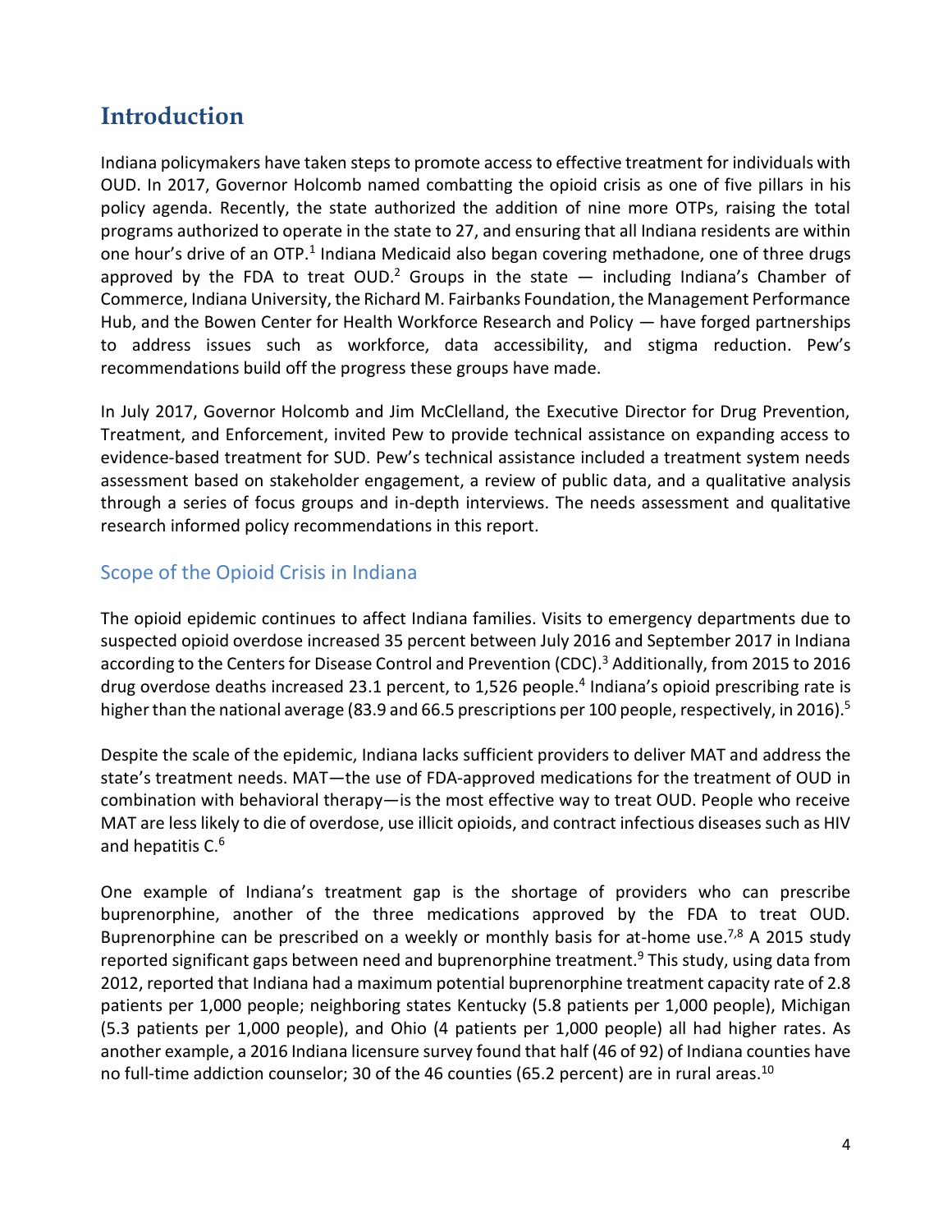## Introduction

Indiana policymakers have taken steps to promote access to effective treatment for individuals with OUD. In 2017, Governor Holcomb named combatting the opioid crisis as one of five pillars in his policy agenda. Recently, the state authorized the addition of nine more OTPs, raising the total programs authorized to operate in the state to 27, and ensuring that all Indiana residents are within one hour's drive of an OTP.[1] Indiana Medicaid also began covering methadone, one of three drugs approved by the FDA to treat OUD.[2] Groups in the state — including Indiana's Chamber of Commerce, Indiana University, the Richard M. Fairbanks Foundation, the Management Performance Hub, and the Bowen Center for Health Workforce Research and Policy — have forged partnerships to address issues such as workforce, data accessibility, and stigma reduction. Pew's recommendations build off the progress these groups have made.

In July 2017, Governor Holcomb and Jim McClelland, the Executive Director for Drug Prevention, Treatment, and Enforcement, invited Pew to provide technical assistance on expanding access to evidence-based treatment for SUD. Pew's technical assistance included a treatment system needs assessment based on stakeholder engagement, a review of public data, and a qualitative analysis through a series of focus groups and in-depth interviews. The needs assessment and qualitative research informed policy recommendations in this report.

### Scope of the Opioid Crisis in Indiana

The opioid epidemic continues to affect Indiana families. Visits to emergency departments due to suspected opioid overdose increased 35 percent between July 2016 and September 2017 in Indiana according to the Centers for Disease Control and Prevention (CDC).[3] Additionally, from 2015 to 2016 drug overdose deaths increased 23.1 percent, to 1,526 people.[4] Indiana's opioid prescribing rate is higher than the national average (83.9 and 66.5 prescriptions per 100 people, respectively, in 2016).[5]

Despite the scale of the epidemic, Indiana lacks sufficient providers to deliver MAT and address the state's treatment needs. MAT—the use of FDA-approved medications for the treatment of OUD in combination with behavioral therapy—is the most effective way to treat OUD. People who receive MAT are less likely to die of overdose, use illicit opioids, and contract infectious diseases such as HIV and hepatitis C.[6]

One example of Indiana's treatment gap is the shortage of providers who can prescribe buprenorphine, another of the three medications approved by the FDA to treat OUD. Buprenorphine can be prescribed on a weekly or monthly basis for at-home use.[7,8] A 2015 study reported significant gaps between need and buprenorphine treatment.[9] This study, using data from 2012, reported that Indiana had a maximum potential buprenorphine treatment capacity rate of 2.8 patients per 1,000 people; neighboring states Kentucky (5.8 patients per 1,000 people), Michigan (5.3 patients per 1,000 people), and Ohio (4 patients per 1,000 people) all had higher rates. As another example, a 2016 Indiana licensure survey found that half (46 of 92) of Indiana counties have no full-time addiction counselor; 30 of the 46 counties (65.2 percent) are in rural areas.[10]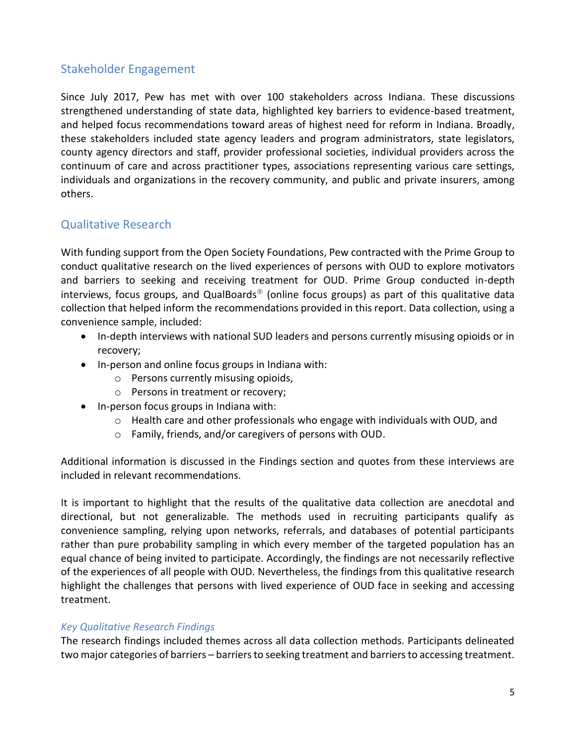## Stakeholder Engagement

Since July 2017, Pew has met with over 100 stakeholders across Indiana. These discussions strengthened understanding of state data, highlighted key barriers to evidence-based treatment, and helped focus recommendations toward areas of highest need for reform in Indiana. Broadly, these stakeholders included state agency leaders and program administrators, state legislators, county agency directors and staff, provider professional societies, individual providers across the continuum of care and across practitioner types, associations representing various care settings, individuals and organizations in the recovery community, and public and private insurers, among others.

## Qualitative Research

With funding support from the Open Society Foundations, Pew contracted with the Prime Group to conduct qualitative research on the lived experiences of persons with OUD to explore motivators and barriers to seeking and receiving treatment for OUD. Prime Group conducted in-depth interviews, focus groups, and QualBoards® (online focus groups) as part of this qualitative data collection that helped inform the recommendations provided in this report. Data collection, using a convenience sample, included:

- In-depth interviews with national SUD leaders and persons currently misusing opioids or in recovery;
- In-person and online focus groups in Indiana with:
    - Persons currently misusing opioids,
    - Persons in treatment or recovery;
- In-person focus groups in Indiana with:
    - Health care and other professionals who engage with individuals with OUD, and
    - Family, friends, and/or caregivers of persons with OUD.

Additional information is discussed in the Findings section and quotes from these interviews are included in relevant recommendations.

It is important to highlight that the results of the qualitative data collection are anecdotal and directional, but not generalizable. The methods used in recruiting participants qualify as convenience sampling, relying upon networks, referrals, and databases of potential participants rather than pure probability sampling in which every member of the targeted population has an equal chance of being invited to participate. Accordingly, the findings are not necessarily reflective of the experiences of all people with OUD. Nevertheless, the findings from this qualitative research highlight the challenges that persons with lived experience of OUD face in seeking and accessing treatment.

### *Key Qualitative Research Findings*

The research findings included themes across all data collection methods. Participants delineated two major categories of barriers – barriers to seeking treatment and barriers to accessing treatment.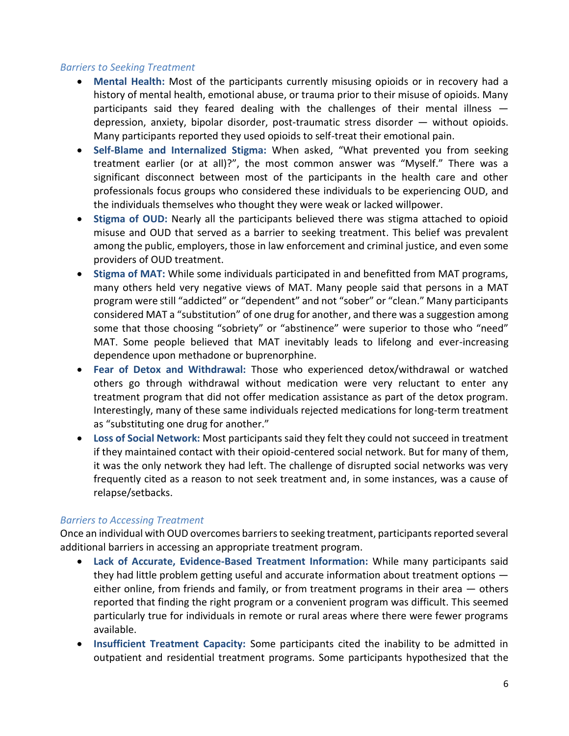### *Barriers to Seeking Treatment*

- **Mental Health:** Most of the participants currently misusing opioids or in recovery had a history of mental health, emotional abuse, or trauma prior to their misuse of opioids. Many participants said they feared dealing with the challenges of their mental illness — depression, anxiety, bipolar disorder, post-traumatic stress disorder — without opioids. Many participants reported they used opioids to self-treat their emotional pain.
- **Self-Blame and Internalized Stigma:** When asked, "What prevented you from seeking treatment earlier (or at all)?", the most common answer was "Myself." There was a significant disconnect between most of the participants in the health care and other professionals focus groups who considered these individuals to be experiencing OUD, and the individuals themselves who thought they were weak or lacked willpower.
- **Stigma of OUD:** Nearly all the participants believed there was stigma attached to opioid misuse and OUD that served as a barrier to seeking treatment. This belief was prevalent among the public, employers, those in law enforcement and criminal justice, and even some providers of OUD treatment.
- **Stigma of MAT:** While some individuals participated in and benefitted from MAT programs, many others held very negative views of MAT. Many people said that persons in a MAT program were still "addicted" or "dependent" and not "sober" or "clean." Many participants considered MAT a "substitution" of one drug for another, and there was a suggestion among some that those choosing "sobriety" or "abstinence" were superior to those who "need" MAT. Some people believed that MAT inevitably leads to lifelong and ever-increasing dependence upon methadone or buprenorphine.
- **Fear of Detox and Withdrawal:** Those who experienced detox/withdrawal or watched others go through withdrawal without medication were very reluctant to enter any treatment program that did not offer medication assistance as part of the detox program. Interestingly, many of these same individuals rejected medications for long-term treatment as "substituting one drug for another."
- **Loss of Social Network:** Most participants said they felt they could not succeed in treatment if they maintained contact with their opioid-centered social network. But for many of them, it was the only network they had left. The challenge of disrupted social networks was very frequently cited as a reason to not seek treatment and, in some instances, was a cause of relapse/setbacks.

### *Barriers to Accessing Treatment*

Once an individual with OUD overcomes barriers to seeking treatment, participants reported several additional barriers in accessing an appropriate treatment program.

- **Lack of Accurate, Evidence-Based Treatment Information:** While many participants said they had little problem getting useful and accurate information about treatment options — either online, from friends and family, or from treatment programs in their area — others reported that finding the right program or a convenient program was difficult. This seemed particularly true for individuals in remote or rural areas where there were fewer programs available.
- **Insufficient Treatment Capacity:** Some participants cited the inability to be admitted in outpatient and residential treatment programs. Some participants hypothesized that the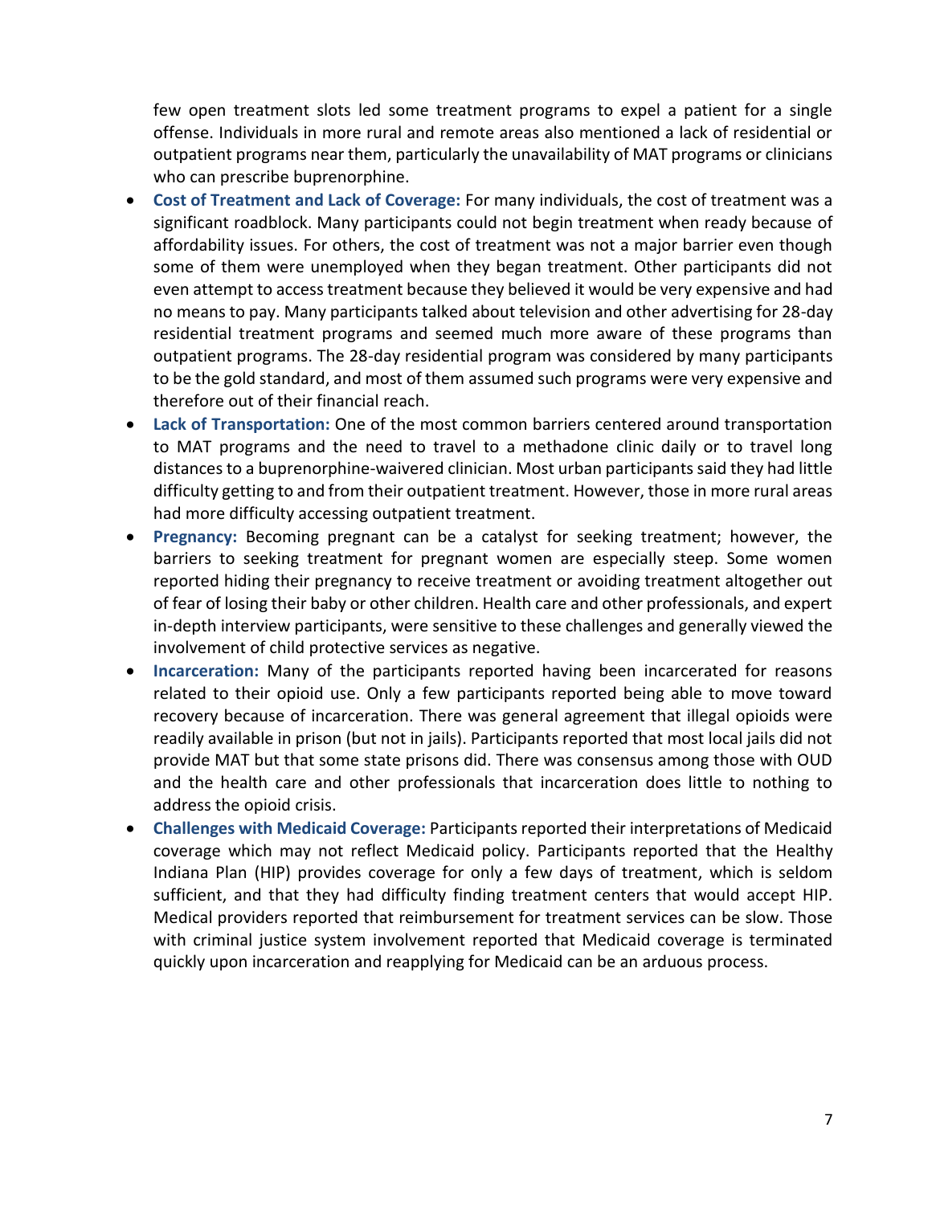few open treatment slots led some treatment programs to expel a patient for a single offense. Individuals in more rural and remote areas also mentioned a lack of residential or outpatient programs near them, particularly the unavailability of MAT programs or clinicians who can prescribe buprenorphine.

- **Cost of Treatment and Lack of Coverage:** For many individuals, the cost of treatment was a significant roadblock. Many participants could not begin treatment when ready because of affordability issues. For others, the cost of treatment was not a major barrier even though some of them were unemployed when they began treatment. Other participants did not even attempt to access treatment because they believed it would be very expensive and had no means to pay. Many participants talked about television and other advertising for 28-day residential treatment programs and seemed much more aware of these programs than outpatient programs. The 28-day residential program was considered by many participants to be the gold standard, and most of them assumed such programs were very expensive and therefore out of their financial reach.
- **Lack of Transportation:** One of the most common barriers centered around transportation to MAT programs and the need to travel to a methadone clinic daily or to travel long distances to a buprenorphine-waivered clinician. Most urban participants said they had little difficulty getting to and from their outpatient treatment. However, those in more rural areas had more difficulty accessing outpatient treatment.
- **Pregnancy:** Becoming pregnant can be a catalyst for seeking treatment; however, the barriers to seeking treatment for pregnant women are especially steep. Some women reported hiding their pregnancy to receive treatment or avoiding treatment altogether out of fear of losing their baby or other children. Health care and other professionals, and expert in-depth interview participants, were sensitive to these challenges and generally viewed the involvement of child protective services as negative.
- **Incarceration:** Many of the participants reported having been incarcerated for reasons related to their opioid use. Only a few participants reported being able to move toward recovery because of incarceration. There was general agreement that illegal opioids were readily available in prison (but not in jails). Participants reported that most local jails did not provide MAT but that some state prisons did. There was consensus among those with OUD and the health care and other professionals that incarceration does little to nothing to address the opioid crisis.
- **Challenges with Medicaid Coverage:** Participants reported their interpretations of Medicaid coverage which may not reflect Medicaid policy. Participants reported that the Healthy Indiana Plan (HIP) provides coverage for only a few days of treatment, which is seldom sufficient, and that they had difficulty finding treatment centers that would accept HIP. Medical providers reported that reimbursement for treatment services can be slow. Those with criminal justice system involvement reported that Medicaid coverage is terminated quickly upon incarceration and reapplying for Medicaid can be an arduous process.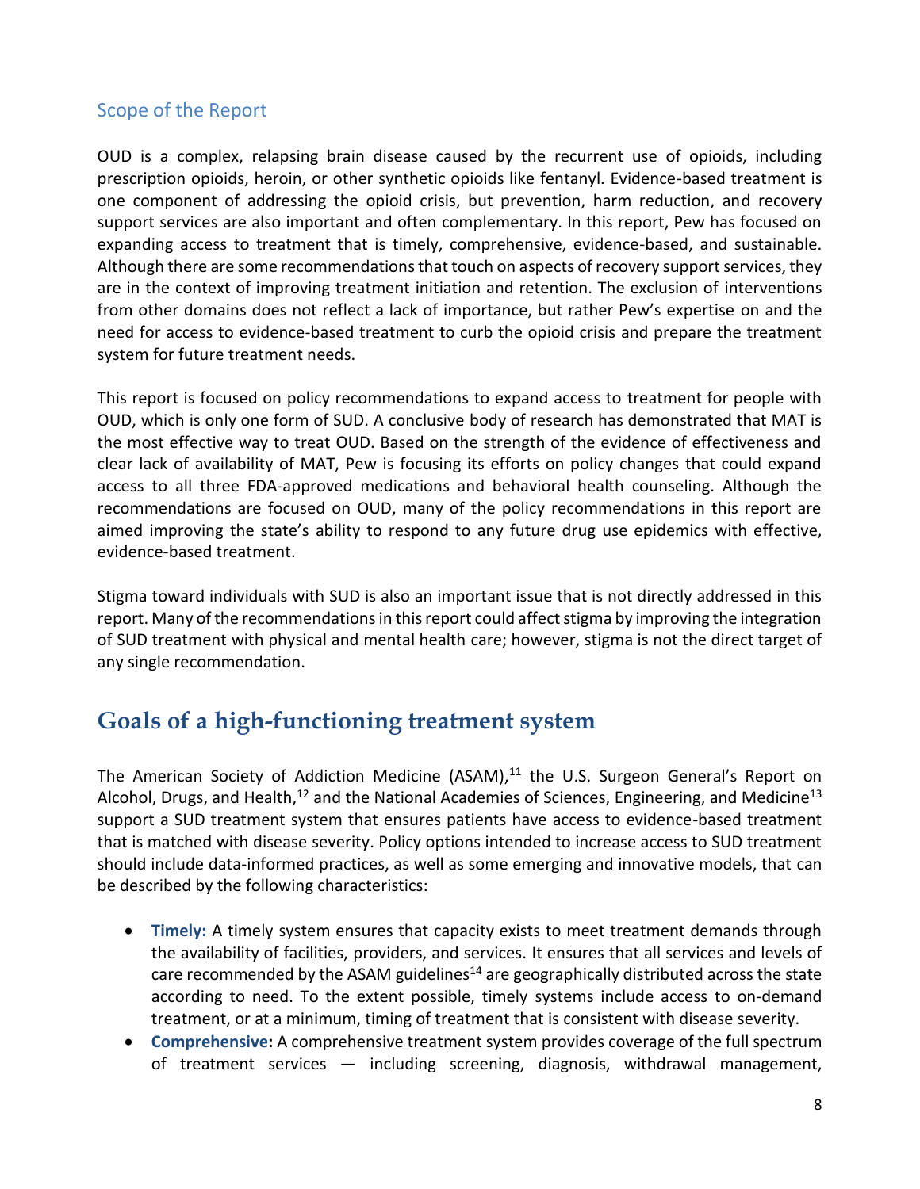### Scope of the Report

OUD is a complex, relapsing brain disease caused by the recurrent use of opioids, including prescription opioids, heroin, or other synthetic opioids like fentanyl. Evidence-based treatment is one component of addressing the opioid crisis, but prevention, harm reduction, and recovery support services are also important and often complementary. In this report, Pew has focused on expanding access to treatment that is timely, comprehensive, evidence-based, and sustainable. Although there are some recommendations that touch on aspects of recovery support services, they are in the context of improving treatment initiation and retention. The exclusion of interventions from other domains does not reflect a lack of importance, but rather Pew's expertise on and the need for access to evidence-based treatment to curb the opioid crisis and prepare the treatment system for future treatment needs.

This report is focused on policy recommendations to expand access to treatment for people with OUD, which is only one form of SUD. A conclusive body of research has demonstrated that MAT is the most effective way to treat OUD. Based on the strength of the evidence of effectiveness and clear lack of availability of MAT, Pew is focusing its efforts on policy changes that could expand access to all three FDA-approved medications and behavioral health counseling. Although the recommendations are focused on OUD, many of the policy recommendations in this report are aimed improving the state's ability to respond to any future drug use epidemics with effective, evidence-based treatment.

Stigma toward individuals with SUD is also an important issue that is not directly addressed in this report. Many of the recommendations in this report could affect stigma by improving the integration of SUD treatment with physical and mental health care; however, stigma is not the direct target of any single recommendation.

## Goals of a high-functioning treatment system

The American Society of Addiction Medicine (ASAM),[11] the U.S. Surgeon General's Report on Alcohol, Drugs, and Health,[12] and the National Academies of Sciences, Engineering, and Medicine[13] support a SUD treatment system that ensures patients have access to evidence-based treatment that is matched with disease severity. Policy options intended to increase access to SUD treatment should include data-informed practices, as well as some emerging and innovative models, that can be described by the following characteristics:

- **Timely:** A timely system ensures that capacity exists to meet treatment demands through the availability of facilities, providers, and services. It ensures that all services and levels of care recommended by the ASAM guidelines[14] are geographically distributed across the state according to need. To the extent possible, timely systems include access to on-demand treatment, or at a minimum, timing of treatment that is consistent with disease severity.
- **Comprehensive:** A comprehensive treatment system provides coverage of the full spectrum of treatment services — including screening, diagnosis, withdrawal management,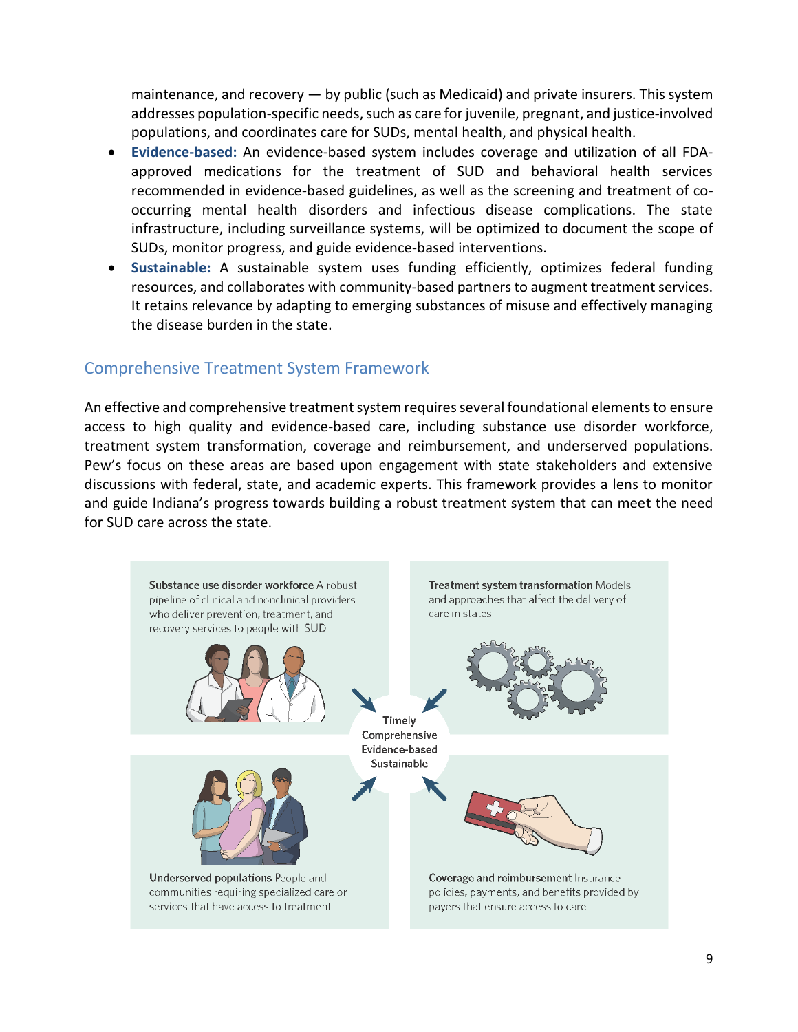maintenance, and recovery — by public (such as Medicaid) and private insurers. This system addresses population-specific needs, such as care for juvenile, pregnant, and justice-involved populations, and coordinates care for SUDs, mental health, and physical health.

- **Evidence-based:** An evidence-based system includes coverage and utilization of all FDA-approved medications for the treatment of SUD and behavioral health services recommended in evidence-based guidelines, as well as the screening and treatment of co-occurring mental health disorders and infectious disease complications. The state infrastructure, including surveillance systems, will be optimized to document the scope of SUDs, monitor progress, and guide evidence-based interventions.
- **Sustainable:** A sustainable system uses funding efficiently, optimizes federal funding resources, and collaborates with community-based partners to augment treatment services. It retains relevance by adapting to emerging substances of misuse and effectively managing the disease burden in the state.

## Comprehensive Treatment System Framework

An effective and comprehensive treatment system requires several foundational elements to ensure access to high quality and evidence-based care, including substance use disorder workforce, treatment system transformation, coverage and reimbursement, and underserved populations. Pew's focus on these areas are based upon engagement with state stakeholders and extensive discussions with federal, state, and academic experts. This framework provides a lens to monitor and guide Indiana's progress towards building a robust treatment system that can meet the need for SUD care across the state.

**Substance use disorder workforce** A robust pipeline of clinical and nonclinical providers who deliver prevention, treatment, and recovery services to people with SUD

**Treatment system transformation** Models and approaches that affect the delivery of care in states

Timely
Comprehensive
Evidence-based
Sustainable

**Underserved populations** People and communities requiring specialized care or services that have access to treatment

**Coverage and reimbursement** Insurance policies, payments, and benefits provided by payers that ensure access to care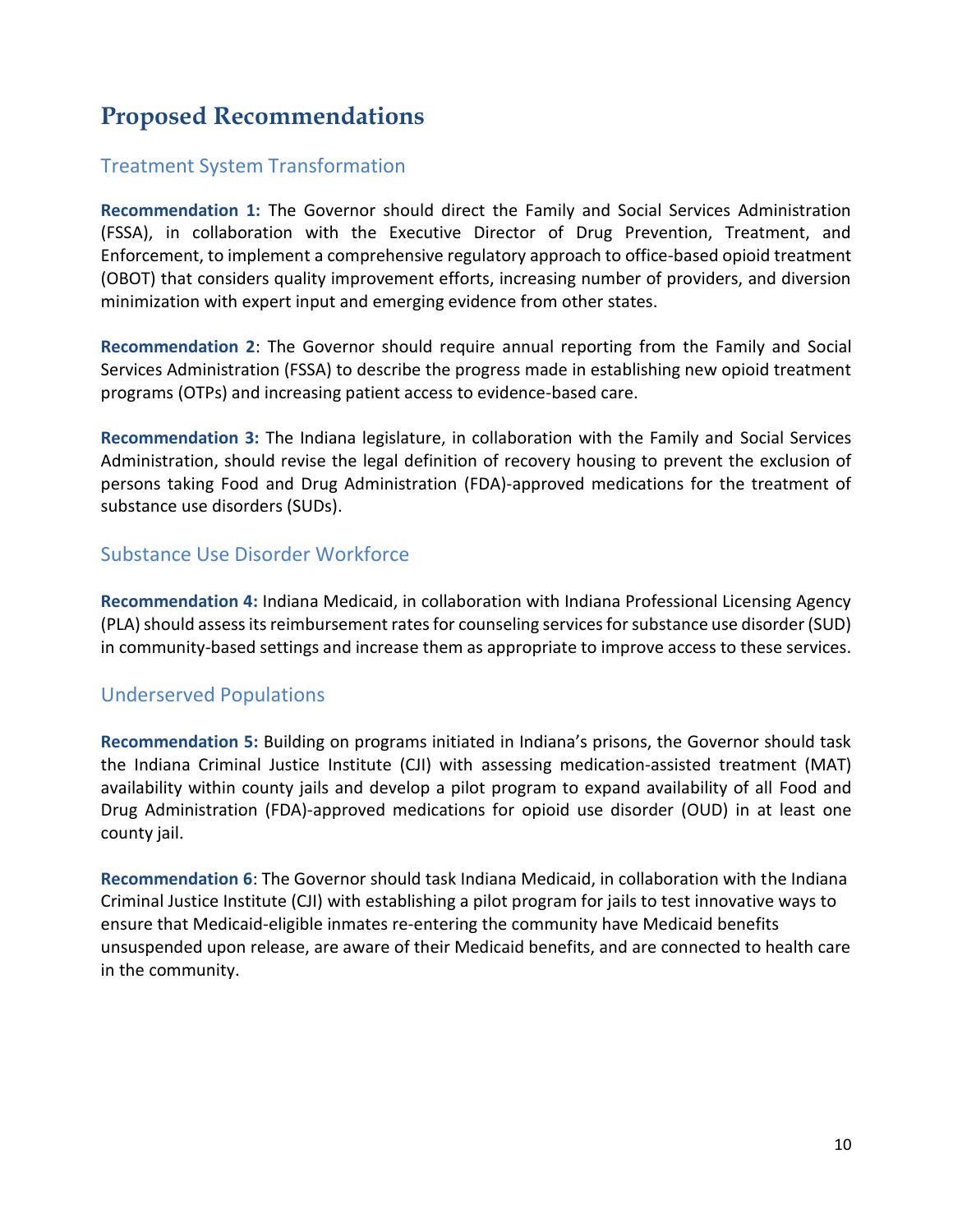# Proposed Recommendations

## Treatment System Transformation

**Recommendation 1:** The Governor should direct the Family and Social Services Administration (FSSA), in collaboration with the Executive Director of Drug Prevention, Treatment, and Enforcement, to implement a comprehensive regulatory approach to office-based opioid treatment (OBOT) that considers quality improvement efforts, increasing number of providers, and diversion minimization with expert input and emerging evidence from other states.

**Recommendation 2**: The Governor should require annual reporting from the Family and Social Services Administration (FSSA) to describe the progress made in establishing new opioid treatment programs (OTPs) and increasing patient access to evidence-based care.

**Recommendation 3:** The Indiana legislature, in collaboration with the Family and Social Services Administration, should revise the legal definition of recovery housing to prevent the exclusion of persons taking Food and Drug Administration (FDA)-approved medications for the treatment of substance use disorders (SUDs).

## Substance Use Disorder Workforce

**Recommendation 4:** Indiana Medicaid, in collaboration with Indiana Professional Licensing Agency (PLA) should assess its reimbursement rates for counseling services for substance use disorder (SUD) in community-based settings and increase them as appropriate to improve access to these services.

## Underserved Populations

**Recommendation 5:** Building on programs initiated in Indiana's prisons, the Governor should task the Indiana Criminal Justice Institute (CJI) with assessing medication-assisted treatment (MAT) availability within county jails and develop a pilot program to expand availability of all Food and Drug Administration (FDA)-approved medications for opioid use disorder (OUD) in at least one county jail.

**Recommendation 6**: The Governor should task Indiana Medicaid, in collaboration with the Indiana Criminal Justice Institute (CJI) with establishing a pilot program for jails to test innovative ways to ensure that Medicaid-eligible inmates re-entering the community have Medicaid benefits unsuspended upon release, are aware of their Medicaid benefits, and are connected to health care in the community.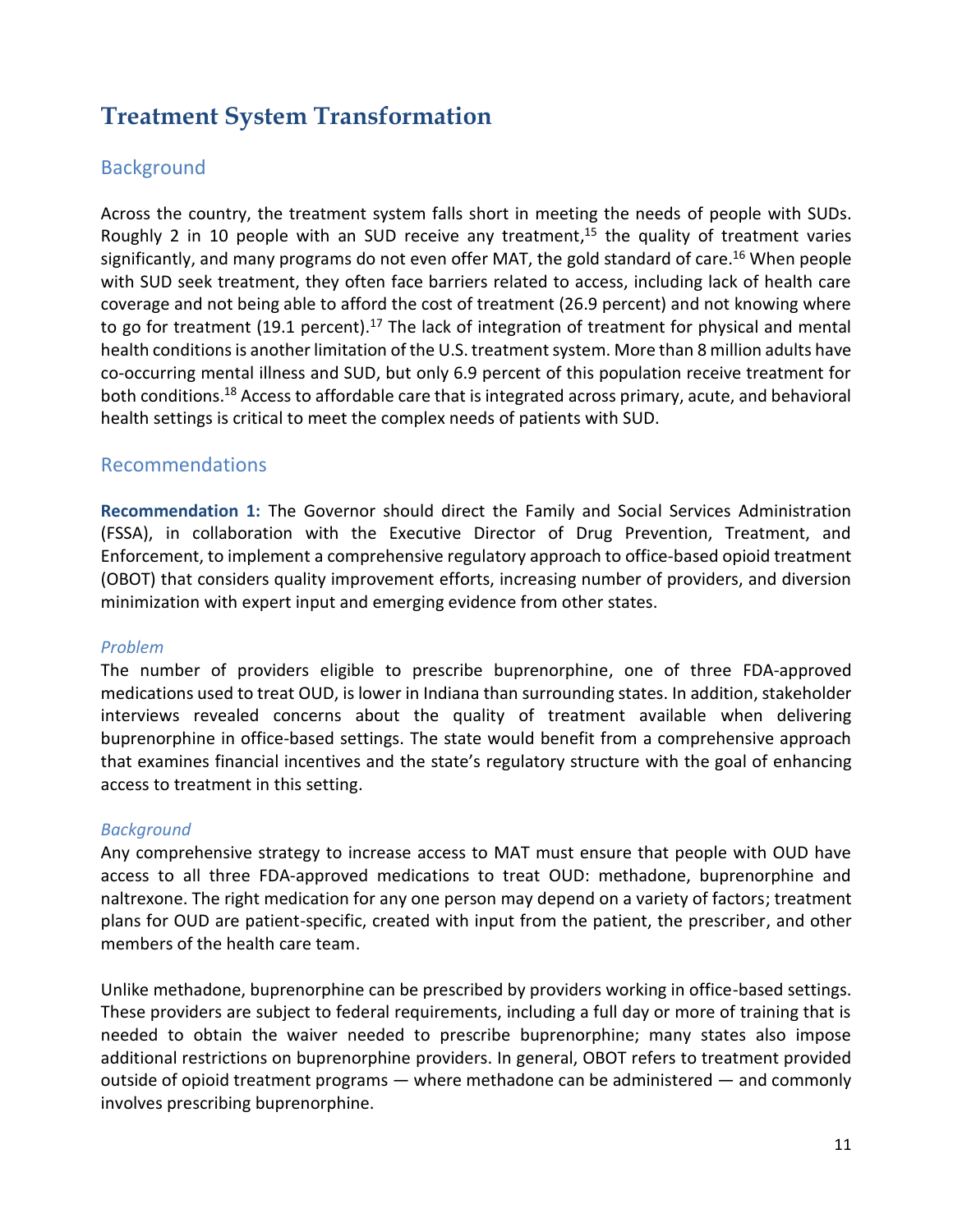# Treatment System Transformation

## Background

Across the country, the treatment system falls short in meeting the needs of people with SUDs. Roughly 2 in 10 people with an SUD receive any treatment,[15] the quality of treatment varies significantly, and many programs do not even offer MAT, the gold standard of care.[16] When people with SUD seek treatment, they often face barriers related to access, including lack of health care coverage and not being able to afford the cost of treatment (26.9 percent) and not knowing where to go for treatment (19.1 percent).[17] The lack of integration of treatment for physical and mental health conditions is another limitation of the U.S. treatment system. More than 8 million adults have co-occurring mental illness and SUD, but only 6.9 percent of this population receive treatment for both conditions.[18] Access to affordable care that is integrated across primary, acute, and behavioral health settings is critical to meet the complex needs of patients with SUD.

## Recommendations

**Recommendation 1:** The Governor should direct the Family and Social Services Administration (FSSA), in collaboration with the Executive Director of Drug Prevention, Treatment, and Enforcement, to implement a comprehensive regulatory approach to office-based opioid treatment (OBOT) that considers quality improvement efforts, increasing number of providers, and diversion minimization with expert input and emerging evidence from other states.

### *Problem*

The number of providers eligible to prescribe buprenorphine, one of three FDA-approved medications used to treat OUD, is lower in Indiana than surrounding states. In addition, stakeholder interviews revealed concerns about the quality of treatment available when delivering buprenorphine in office-based settings. The state would benefit from a comprehensive approach that examines financial incentives and the state's regulatory structure with the goal of enhancing access to treatment in this setting.

### *Background*

Any comprehensive strategy to increase access to MAT must ensure that people with OUD have access to all three FDA-approved medications to treat OUD: methadone, buprenorphine and naltrexone. The right medication for any one person may depend on a variety of factors; treatment plans for OUD are patient-specific, created with input from the patient, the prescriber, and other members of the health care team.

Unlike methadone, buprenorphine can be prescribed by providers working in office-based settings. These providers are subject to federal requirements, including a full day or more of training that is needed to obtain the waiver needed to prescribe buprenorphine; many states also impose additional restrictions on buprenorphine providers. In general, OBOT refers to treatment provided outside of opioid treatment programs — where methadone can be administered — and commonly involves prescribing buprenorphine.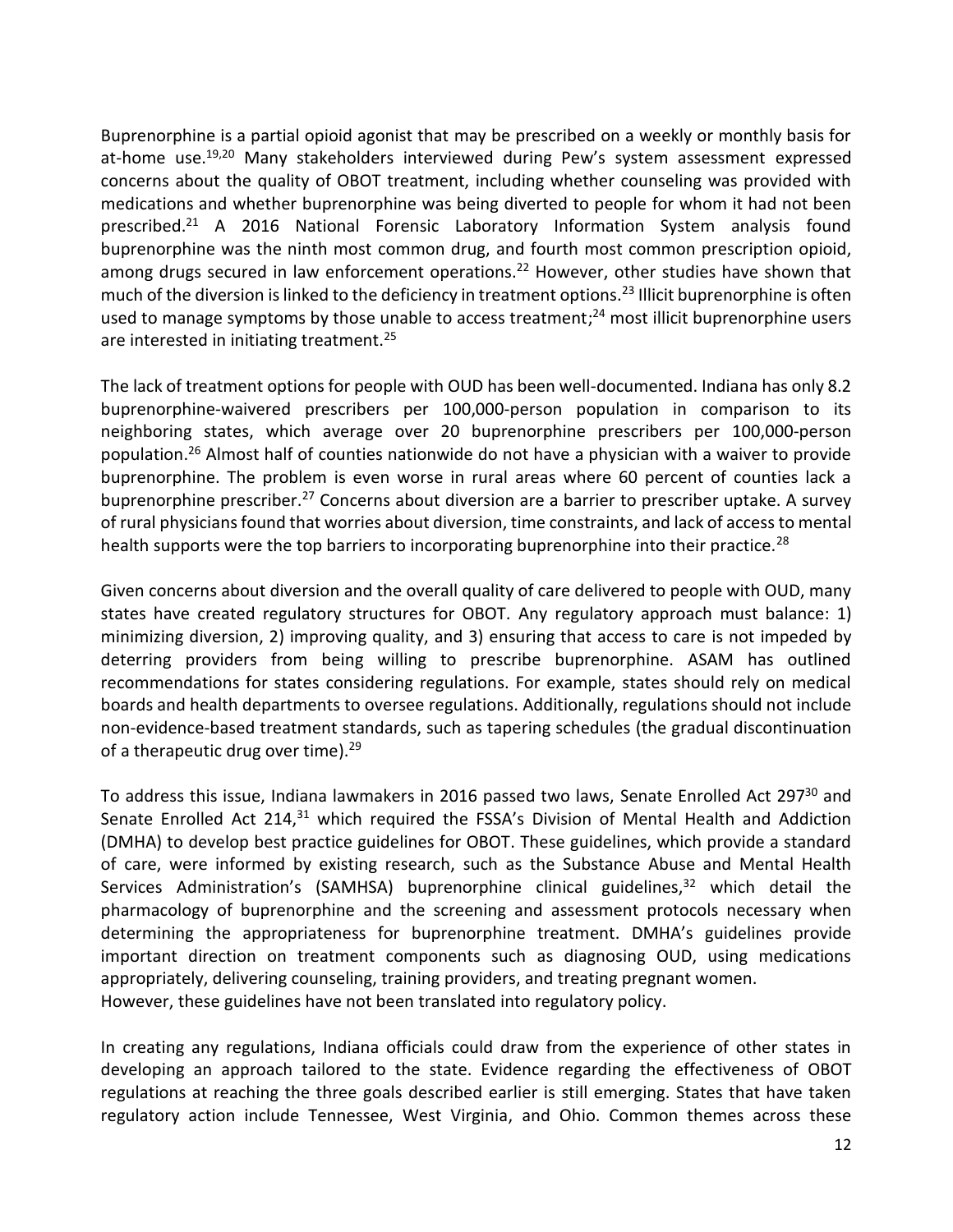Buprenorphine is a partial opioid agonist that may be prescribed on a weekly or monthly basis for at-home use.[19,20] Many stakeholders interviewed during Pew's system assessment expressed concerns about the quality of OBOT treatment, including whether counseling was provided with medications and whether buprenorphine was being diverted to people for whom it had not been prescribed.[21] A 2016 National Forensic Laboratory Information System analysis found buprenorphine was the ninth most common drug, and fourth most common prescription opioid, among drugs secured in law enforcement operations.[22] However, other studies have shown that much of the diversion is linked to the deficiency in treatment options.[23] Illicit buprenorphine is often used to manage symptoms by those unable to access treatment;[24] most illicit buprenorphine users are interested in initiating treatment.[25]

The lack of treatment options for people with OUD has been well-documented. Indiana has only 8.2 buprenorphine-waivered prescribers per 100,000-person population in comparison to its neighboring states, which average over 20 buprenorphine prescribers per 100,000-person population.[26] Almost half of counties nationwide do not have a physician with a waiver to provide buprenorphine. The problem is even worse in rural areas where 60 percent of counties lack a buprenorphine prescriber.[27] Concerns about diversion are a barrier to prescriber uptake. A survey of rural physicians found that worries about diversion, time constraints, and lack of access to mental health supports were the top barriers to incorporating buprenorphine into their practice.[28]

Given concerns about diversion and the overall quality of care delivered to people with OUD, many states have created regulatory structures for OBOT. Any regulatory approach must balance: 1) minimizing diversion, 2) improving quality, and 3) ensuring that access to care is not impeded by deterring providers from being willing to prescribe buprenorphine. ASAM has outlined recommendations for states considering regulations. For example, states should rely on medical boards and health departments to oversee regulations. Additionally, regulations should not include non-evidence-based treatment standards, such as tapering schedules (the gradual discontinuation of a therapeutic drug over time).[29]

To address this issue, Indiana lawmakers in 2016 passed two laws, Senate Enrolled Act 297[30] and Senate Enrolled Act 214,[31] which required the FSSA's Division of Mental Health and Addiction (DMHA) to develop best practice guidelines for OBOT. These guidelines, which provide a standard of care, were informed by existing research, such as the Substance Abuse and Mental Health Services Administration's (SAMHSA) buprenorphine clinical guidelines,[32] which detail the pharmacology of buprenorphine and the screening and assessment protocols necessary when determining the appropriateness for buprenorphine treatment. DMHA's guidelines provide important direction on treatment components such as diagnosing OUD, using medications appropriately, delivering counseling, training providers, and treating pregnant women.
However, these guidelines have not been translated into regulatory policy.

In creating any regulations, Indiana officials could draw from the experience of other states in developing an approach tailored to the state. Evidence regarding the effectiveness of OBOT regulations at reaching the three goals described earlier is still emerging. States that have taken regulatory action include Tennessee, West Virginia, and Ohio. Common themes across these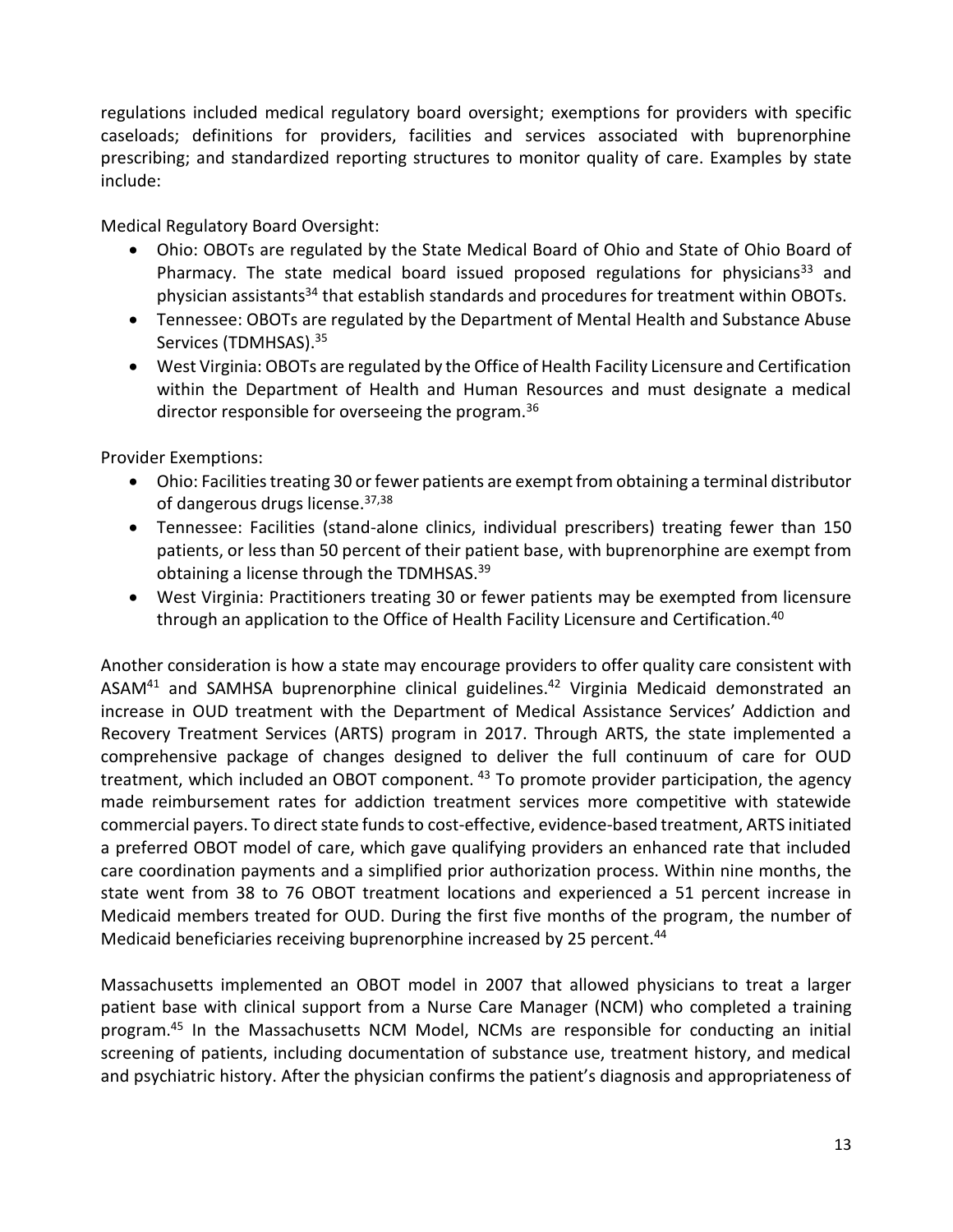regulations included medical regulatory board oversight; exemptions for providers with specific caseloads; definitions for providers, facilities and services associated with buprenorphine prescribing; and standardized reporting structures to monitor quality of care. Examples by state include:

Medical Regulatory Board Oversight:

- Ohio: OBOTs are regulated by the State Medical Board of Ohio and State of Ohio Board of Pharmacy. The state medical board issued proposed regulations for physicians[33] and physician assistants[34] that establish standards and procedures for treatment within OBOTs.
- Tennessee: OBOTs are regulated by the Department of Mental Health and Substance Abuse Services (TDMHSAS).[35]
- West Virginia: OBOTs are regulated by the Office of Health Facility Licensure and Certification within the Department of Health and Human Resources and must designate a medical director responsible for overseeing the program.[36]

Provider Exemptions:

- Ohio: Facilities treating 30 or fewer patients are exempt from obtaining a terminal distributor of dangerous drugs license.[37,38]
- Tennessee: Facilities (stand-alone clinics, individual prescribers) treating fewer than 150 patients, or less than 50 percent of their patient base, with buprenorphine are exempt from obtaining a license through the TDMHSAS.[39]
- West Virginia: Practitioners treating 30 or fewer patients may be exempted from licensure through an application to the Office of Health Facility Licensure and Certification.[40]

Another consideration is how a state may encourage providers to offer quality care consistent with ASAM[41] and SAMHSA buprenorphine clinical guidelines.[42] Virginia Medicaid demonstrated an increase in OUD treatment with the Department of Medical Assistance Services' Addiction and Recovery Treatment Services (ARTS) program in 2017. Through ARTS, the state implemented a comprehensive package of changes designed to deliver the full continuum of care for OUD treatment, which included an OBOT component.[43] To promote provider participation, the agency made reimbursement rates for addiction treatment services more competitive with statewide commercial payers. To direct state funds to cost-effective, evidence-based treatment, ARTS initiated a preferred OBOT model of care, which gave qualifying providers an enhanced rate that included care coordination payments and a simplified prior authorization process. Within nine months, the state went from 38 to 76 OBOT treatment locations and experienced a 51 percent increase in Medicaid members treated for OUD. During the first five months of the program, the number of Medicaid beneficiaries receiving buprenorphine increased by 25 percent.[44]

Massachusetts implemented an OBOT model in 2007 that allowed physicians to treat a larger patient base with clinical support from a Nurse Care Manager (NCM) who completed a training program.[45] In the Massachusetts NCM Model, NCMs are responsible for conducting an initial screening of patients, including documentation of substance use, treatment history, and medical and psychiatric history. After the physician confirms the patient's diagnosis and appropriateness of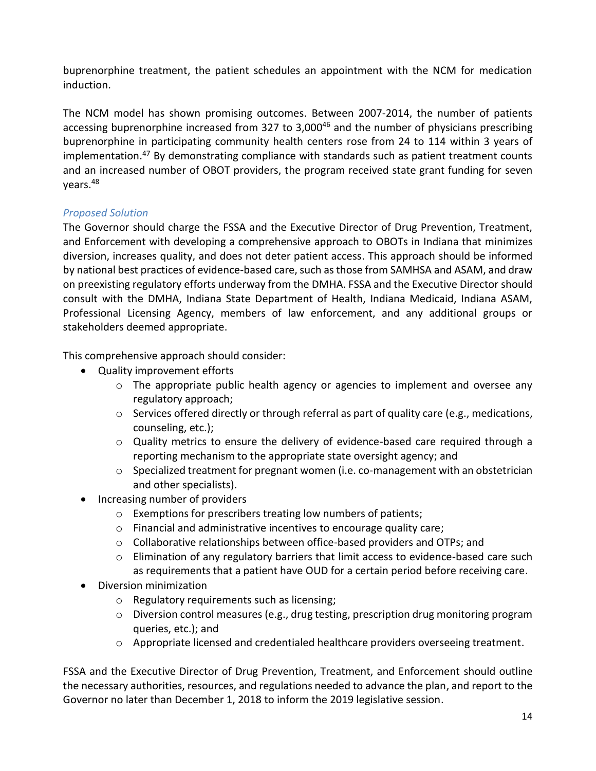buprenorphine treatment, the patient schedules an appointment with the NCM for medication induction.

The NCM model has shown promising outcomes. Between 2007-2014, the number of patients accessing buprenorphine increased from 327 to 3,000[46] and the number of physicians prescribing buprenorphine in participating community health centers rose from 24 to 114 within 3 years of implementation.[47] By demonstrating compliance with standards such as patient treatment counts and an increased number of OBOT providers, the program received state grant funding for seven years.[48]

### *Proposed Solution*

The Governor should charge the FSSA and the Executive Director of Drug Prevention, Treatment, and Enforcement with developing a comprehensive approach to OBOTs in Indiana that minimizes diversion, increases quality, and does not deter patient access. This approach should be informed by national best practices of evidence-based care, such as those from SAMHSA and ASAM, and draw on preexisting regulatory efforts underway from the DMHA. FSSA and the Executive Director should consult with the DMHA, Indiana State Department of Health, Indiana Medicaid, Indiana ASAM, Professional Licensing Agency, members of law enforcement, and any additional groups or stakeholders deemed appropriate.

This comprehensive approach should consider:

- Quality improvement efforts
  - The appropriate public health agency or agencies to implement and oversee any regulatory approach;
  - Services offered directly or through referral as part of quality care (e.g., medications, counseling, etc.);
  - Quality metrics to ensure the delivery of evidence-based care required through a reporting mechanism to the appropriate state oversight agency; and
  - Specialized treatment for pregnant women (i.e. co-management with an obstetrician and other specialists).
- Increasing number of providers
  - Exemptions for prescribers treating low numbers of patients;
  - Financial and administrative incentives to encourage quality care;
  - Collaborative relationships between office-based providers and OTPs; and
  - Elimination of any regulatory barriers that limit access to evidence-based care such as requirements that a patient have OUD for a certain period before receiving care.
- Diversion minimization
  - Regulatory requirements such as licensing;
  - Diversion control measures (e.g., drug testing, prescription drug monitoring program queries, etc.); and
  - Appropriate licensed and credentialed healthcare providers overseeing treatment.

FSSA and the Executive Director of Drug Prevention, Treatment, and Enforcement should outline the necessary authorities, resources, and regulations needed to advance the plan, and report to the Governor no later than December 1, 2018 to inform the 2019 legislative session.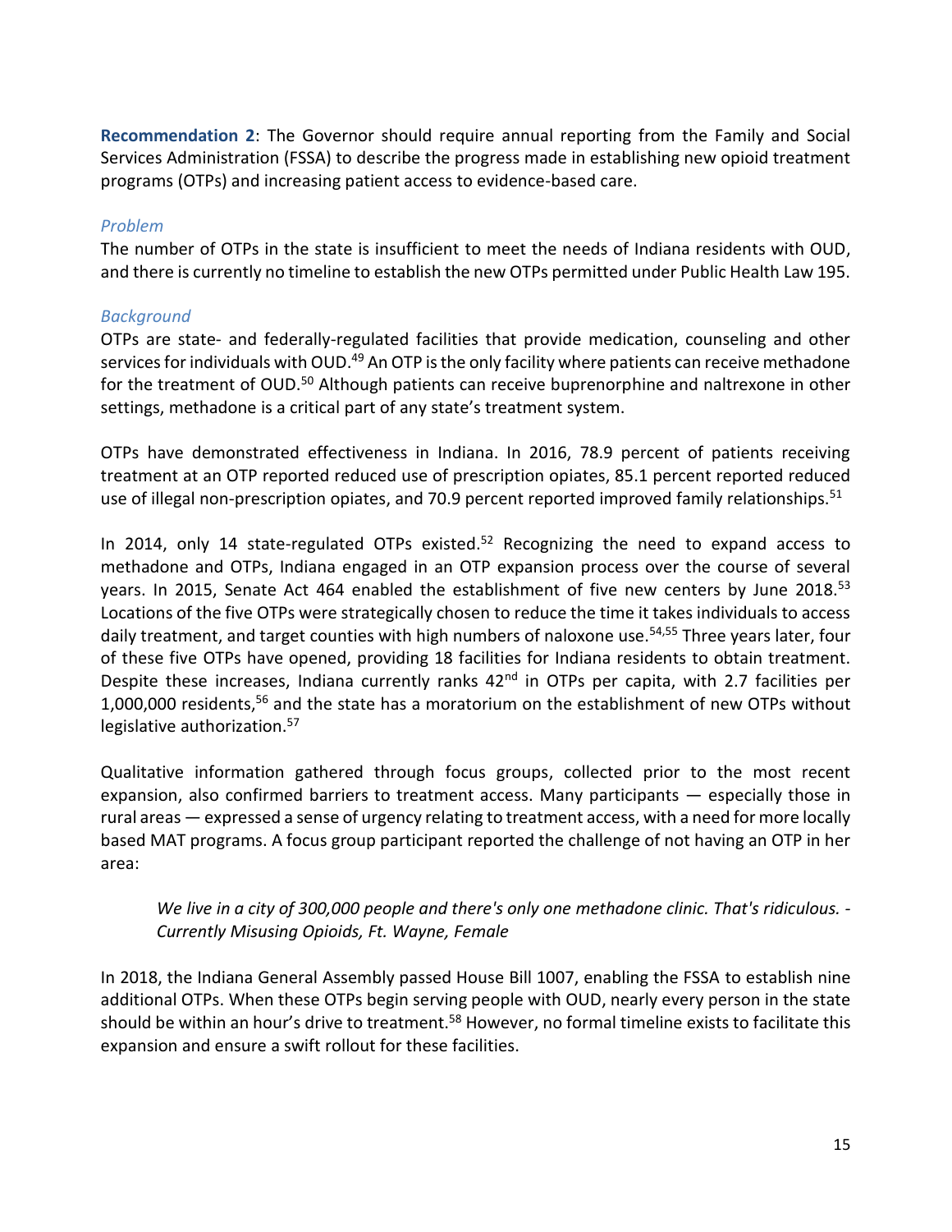**Recommendation 2**: The Governor should require annual reporting from the Family and Social Services Administration (FSSA) to describe the progress made in establishing new opioid treatment programs (OTPs) and increasing patient access to evidence-based care.

### *Problem*

The number of OTPs in the state is insufficient to meet the needs of Indiana residents with OUD, and there is currently no timeline to establish the new OTPs permitted under Public Health Law 195.

### *Background*

OTPs are state- and federally-regulated facilities that provide medication, counseling and other services for individuals with OUD.[49] An OTP is the only facility where patients can receive methadone for the treatment of OUD.[50] Although patients can receive buprenorphine and naltrexone in other settings, methadone is a critical part of any state's treatment system.

OTPs have demonstrated effectiveness in Indiana. In 2016, 78.9 percent of patients receiving treatment at an OTP reported reduced use of prescription opiates, 85.1 percent reported reduced use of illegal non-prescription opiates, and 70.9 percent reported improved family relationships.[51]

In 2014, only 14 state-regulated OTPs existed.[52] Recognizing the need to expand access to methadone and OTPs, Indiana engaged in an OTP expansion process over the course of several years. In 2015, Senate Act 464 enabled the establishment of five new centers by June 2018.[53] Locations of the five OTPs were strategically chosen to reduce the time it takes individuals to access daily treatment, and target counties with high numbers of naloxone use.[54,55] Three years later, four of these five OTPs have opened, providing 18 facilities for Indiana residents to obtain treatment. Despite these increases, Indiana currently ranks 42nd in OTPs per capita, with 2.7 facilities per 1,000,000 residents,[56] and the state has a moratorium on the establishment of new OTPs without legislative authorization.[57]

Qualitative information gathered through focus groups, collected prior to the most recent expansion, also confirmed barriers to treatment access. Many participants — especially those in rural areas — expressed a sense of urgency relating to treatment access, with a need for more locally based MAT programs. A focus group participant reported the challenge of not having an OTP in her area:

> *We live in a city of 300,000 people and there's only one methadone clinic. That's ridiculous. - Currently Misusing Opioids, Ft. Wayne, Female*

In 2018, the Indiana General Assembly passed House Bill 1007, enabling the FSSA to establish nine additional OTPs. When these OTPs begin serving people with OUD, nearly every person in the state should be within an hour's drive to treatment.[58] However, no formal timeline exists to facilitate this expansion and ensure a swift rollout for these facilities.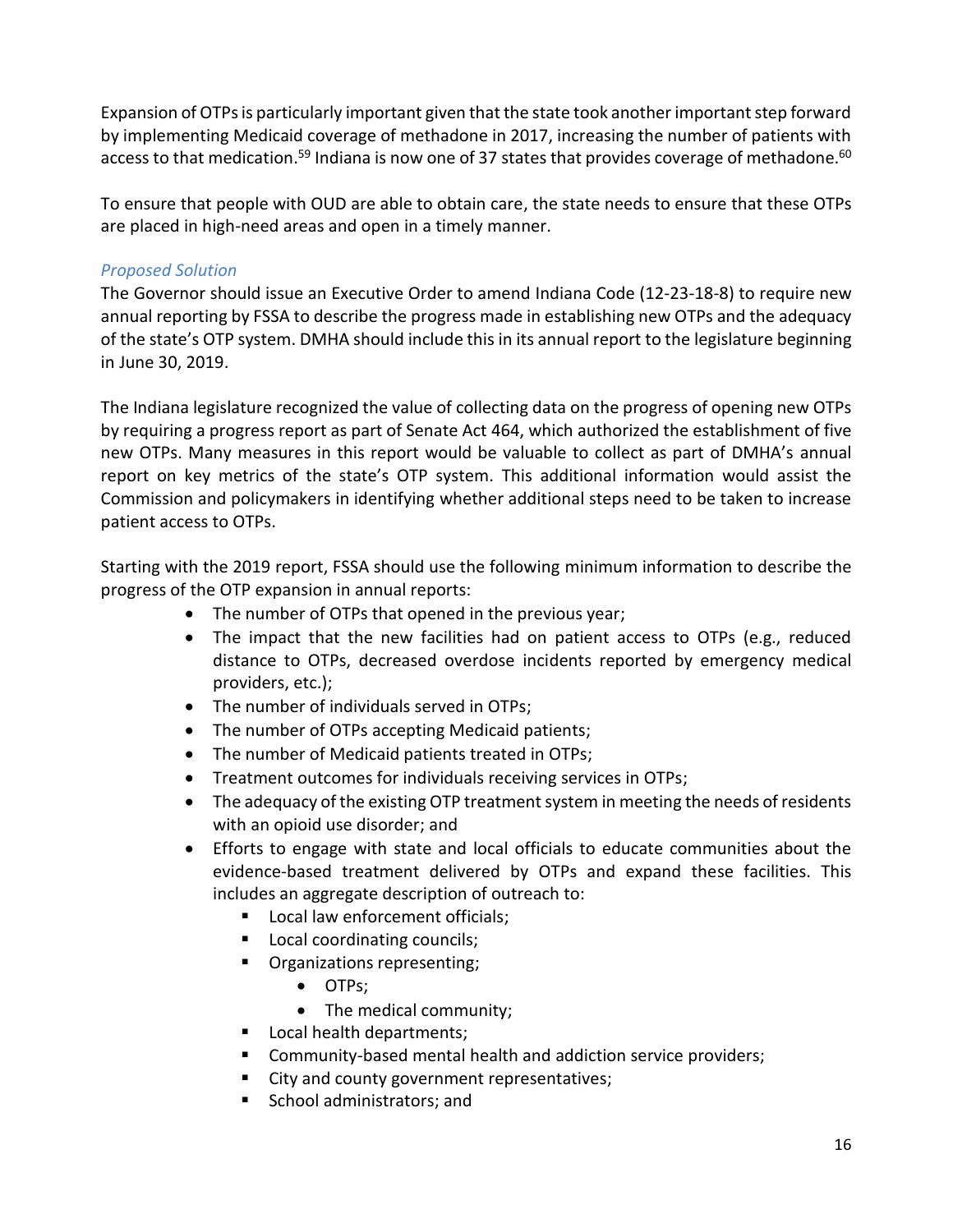Expansion of OTPs is particularly important given that the state took another important step forward by implementing Medicaid coverage of methadone in 2017, increasing the number of patients with access to that medication.[59] Indiana is now one of 37 states that provides coverage of methadone.[60]

To ensure that people with OUD are able to obtain care, the state needs to ensure that these OTPs are placed in high-need areas and open in a timely manner.

### *Proposed Solution*

The Governor should issue an Executive Order to amend Indiana Code (12-23-18-8) to require new annual reporting by FSSA to describe the progress made in establishing new OTPs and the adequacy of the state's OTP system. DMHA should include this in its annual report to the legislature beginning in June 30, 2019.

The Indiana legislature recognized the value of collecting data on the progress of opening new OTPs by requiring a progress report as part of Senate Act 464, which authorized the establishment of five new OTPs. Many measures in this report would be valuable to collect as part of DMHA's annual report on key metrics of the state's OTP system. This additional information would assist the Commission and policymakers in identifying whether additional steps need to be taken to increase patient access to OTPs.

Starting with the 2019 report, FSSA should use the following minimum information to describe the progress of the OTP expansion in annual reports:

- The number of OTPs that opened in the previous year;
- The impact that the new facilities had on patient access to OTPs (e.g., reduced distance to OTPs, decreased overdose incidents reported by emergency medical providers, etc.);
- The number of individuals served in OTPs;
- The number of OTPs accepting Medicaid patients;
- The number of Medicaid patients treated in OTPs;
- Treatment outcomes for individuals receiving services in OTPs;
- The adequacy of the existing OTP treatment system in meeting the needs of residents with an opioid use disorder; and
- Efforts to engage with state and local officials to educate communities about the evidence-based treatment delivered by OTPs and expand these facilities. This includes an aggregate description of outreach to:
  - Local law enforcement officials;
  - Local coordinating councils;
  - Organizations representing;
    - OTPs;
    - The medical community;
  - Local health departments;
  - Community-based mental health and addiction service providers;
  - City and county government representatives;
  - School administrators; and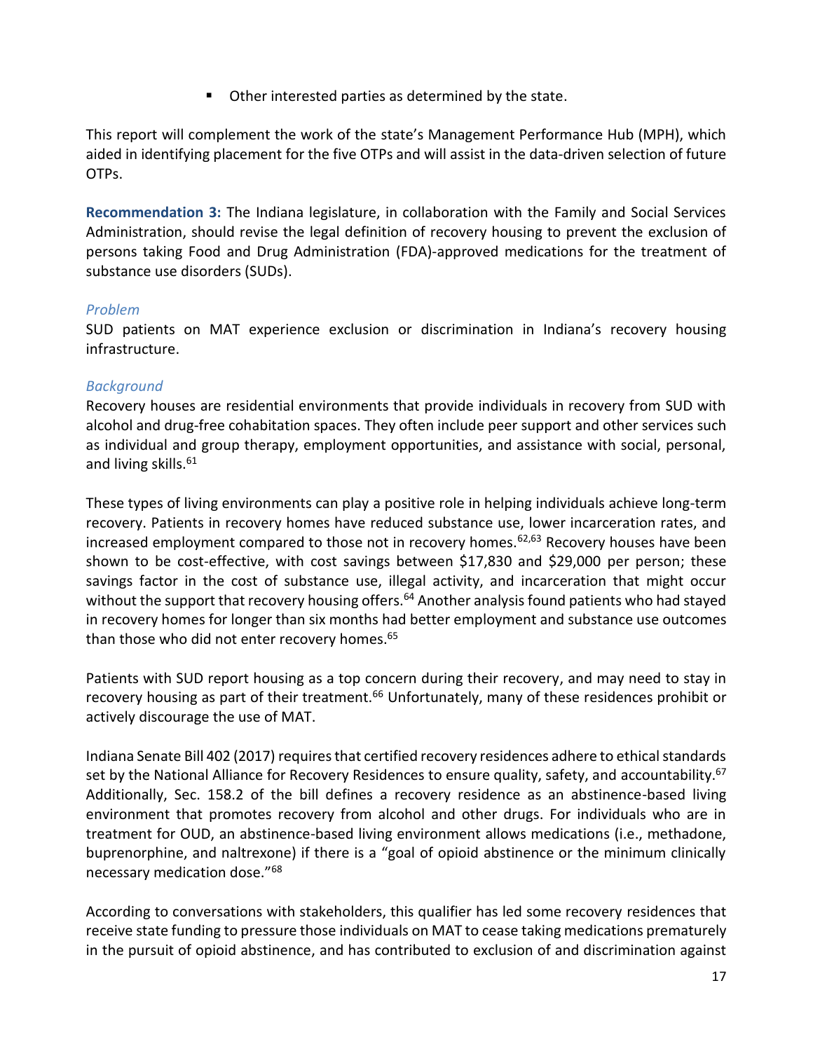- Other interested parties as determined by the state.

This report will complement the work of the state's Management Performance Hub (MPH), which aided in identifying placement for the five OTPs and will assist in the data-driven selection of future OTPs.

**Recommendation 3:** The Indiana legislature, in collaboration with the Family and Social Services Administration, should revise the legal definition of recovery housing to prevent the exclusion of persons taking Food and Drug Administration (FDA)-approved medications for the treatment of substance use disorders (SUDs).

*Problem*

SUD patients on MAT experience exclusion or discrimination in Indiana's recovery housing infrastructure.

*Background*

Recovery houses are residential environments that provide individuals in recovery from SUD with alcohol and drug-free cohabitation spaces. They often include peer support and other services such as individual and group therapy, employment opportunities, and assistance with social, personal, and living skills.[61]

These types of living environments can play a positive role in helping individuals achieve long-term recovery. Patients in recovery homes have reduced substance use, lower incarceration rates, and increased employment compared to those not in recovery homes.[62,63] Recovery houses have been shown to be cost-effective, with cost savings between $17,830 and $29,000 per person; these savings factor in the cost of substance use, illegal activity, and incarceration that might occur without the support that recovery housing offers.[64] Another analysis found patients who had stayed in recovery homes for longer than six months had better employment and substance use outcomes than those who did not enter recovery homes.[65]

Patients with SUD report housing as a top concern during their recovery, and may need to stay in recovery housing as part of their treatment.[66] Unfortunately, many of these residences prohibit or actively discourage the use of MAT.

Indiana Senate Bill 402 (2017) requires that certified recovery residences adhere to ethical standards set by the National Alliance for Recovery Residences to ensure quality, safety, and accountability.[67] Additionally, Sec. 158.2 of the bill defines a recovery residence as an abstinence-based living environment that promotes recovery from alcohol and other drugs. For individuals who are in treatment for OUD, an abstinence-based living environment allows medications (i.e., methadone, buprenorphine, and naltrexone) if there is a "goal of opioid abstinence or the minimum clinically necessary medication dose."[68]

According to conversations with stakeholders, this qualifier has led some recovery residences that receive state funding to pressure those individuals on MAT to cease taking medications prematurely in the pursuit of opioid abstinence, and has contributed to exclusion of and discrimination against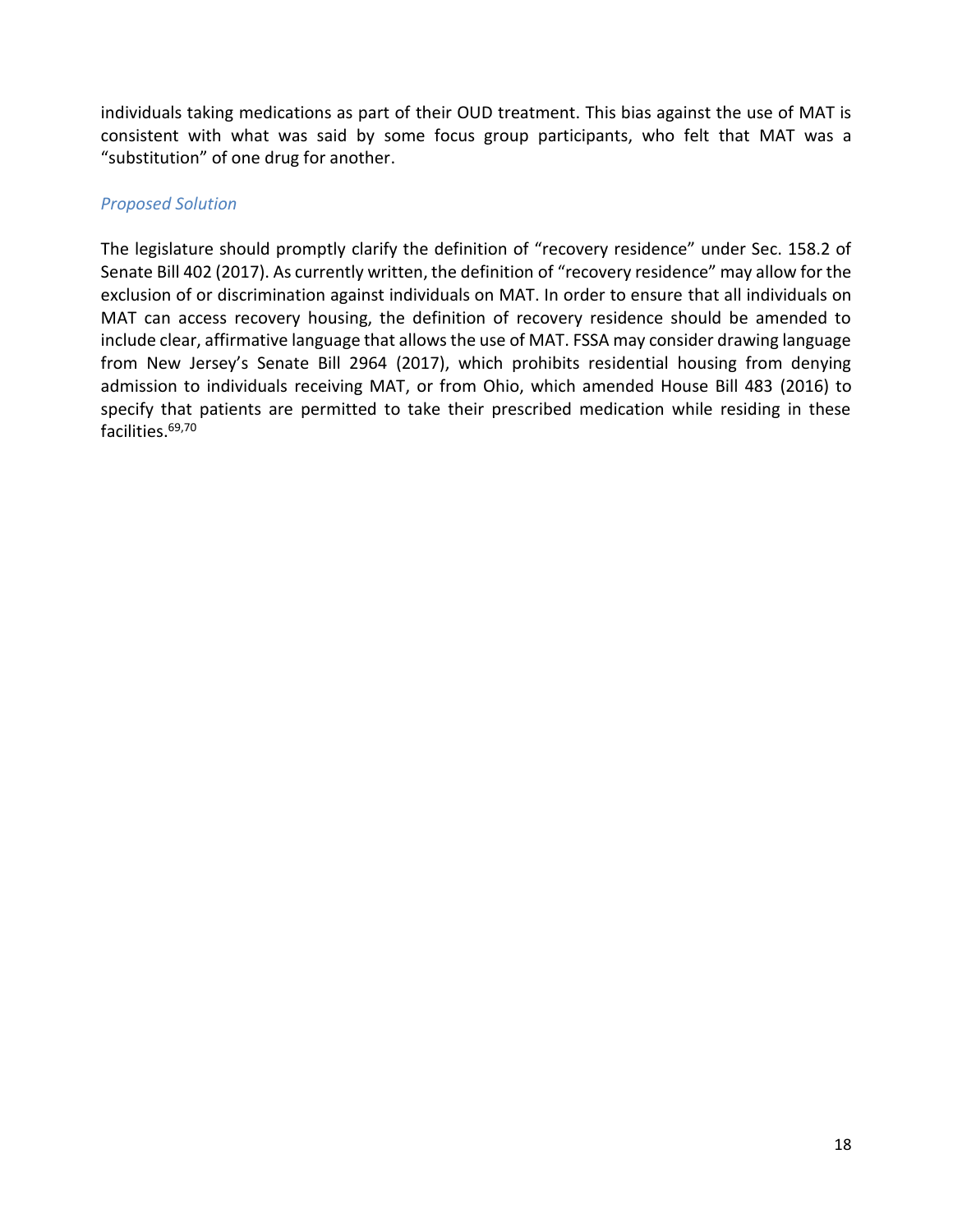individuals taking medications as part of their OUD treatment. This bias against the use of MAT is consistent with what was said by some focus group participants, who felt that MAT was a "substitution" of one drug for another.

### *Proposed Solution*

The legislature should promptly clarify the definition of "recovery residence" under Sec. 158.2 of Senate Bill 402 (2017). As currently written, the definition of "recovery residence" may allow for the exclusion of or discrimination against individuals on MAT. In order to ensure that all individuals on MAT can access recovery housing, the definition of recovery residence should be amended to include clear, affirmative language that allows the use of MAT. FSSA may consider drawing language from New Jersey's Senate Bill 2964 (2017), which prohibits residential housing from denying admission to individuals receiving MAT, or from Ohio, which amended House Bill 483 (2016) to specify that patients are permitted to take their prescribed medication while residing in these facilities.[69,70]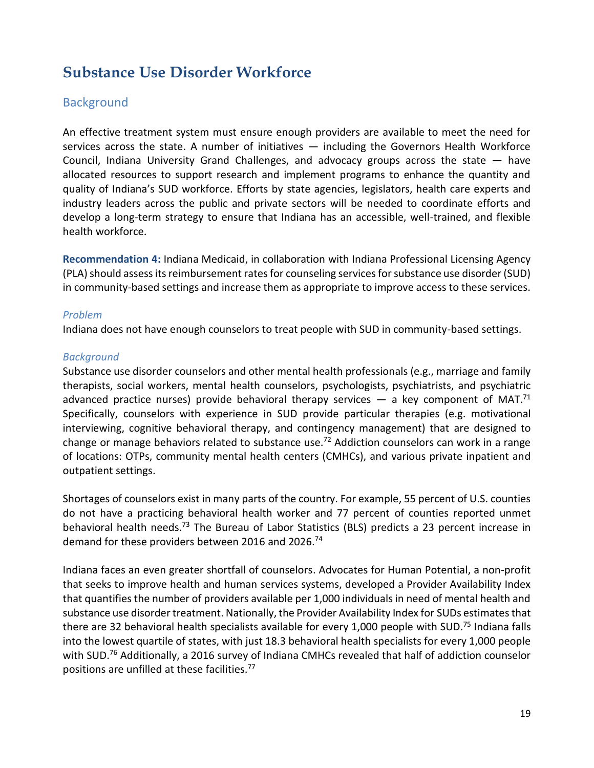# Substance Use Disorder Workforce

## Background

An effective treatment system must ensure enough providers are available to meet the need for services across the state. A number of initiatives — including the Governors Health Workforce Council, Indiana University Grand Challenges, and advocacy groups across the state — have allocated resources to support research and implement programs to enhance the quantity and quality of Indiana's SUD workforce. Efforts by state agencies, legislators, health care experts and industry leaders across the public and private sectors will be needed to coordinate efforts and develop a long-term strategy to ensure that Indiana has an accessible, well-trained, and flexible health workforce.

**Recommendation 4:** Indiana Medicaid, in collaboration with Indiana Professional Licensing Agency (PLA) should assess its reimbursement rates for counseling services for substance use disorder (SUD) in community-based settings and increase them as appropriate to improve access to these services.

### *Problem*

Indiana does not have enough counselors to treat people with SUD in community-based settings.

### *Background*

Substance use disorder counselors and other mental health professionals (e.g., marriage and family therapists, social workers, mental health counselors, psychologists, psychiatrists, and psychiatric advanced practice nurses) provide behavioral therapy services — a key component of MAT.[71] Specifically, counselors with experience in SUD provide particular therapies (e.g. motivational interviewing, cognitive behavioral therapy, and contingency management) that are designed to change or manage behaviors related to substance use.[72] Addiction counselors can work in a range of locations: OTPs, community mental health centers (CMHCs), and various private inpatient and outpatient settings.

Shortages of counselors exist in many parts of the country. For example, 55 percent of U.S. counties do not have a practicing behavioral health worker and 77 percent of counties reported unmet behavioral health needs.[73] The Bureau of Labor Statistics (BLS) predicts a 23 percent increase in demand for these providers between 2016 and 2026.[74]

Indiana faces an even greater shortfall of counselors. Advocates for Human Potential, a non-profit that seeks to improve health and human services systems, developed a Provider Availability Index that quantifies the number of providers available per 1,000 individuals in need of mental health and substance use disorder treatment. Nationally, the Provider Availability Index for SUDs estimates that there are 32 behavioral health specialists available for every 1,000 people with SUD.[75] Indiana falls into the lowest quartile of states, with just 18.3 behavioral health specialists for every 1,000 people with SUD.[76] Additionally, a 2016 survey of Indiana CMHCs revealed that half of addiction counselor positions are unfilled at these facilities.[77]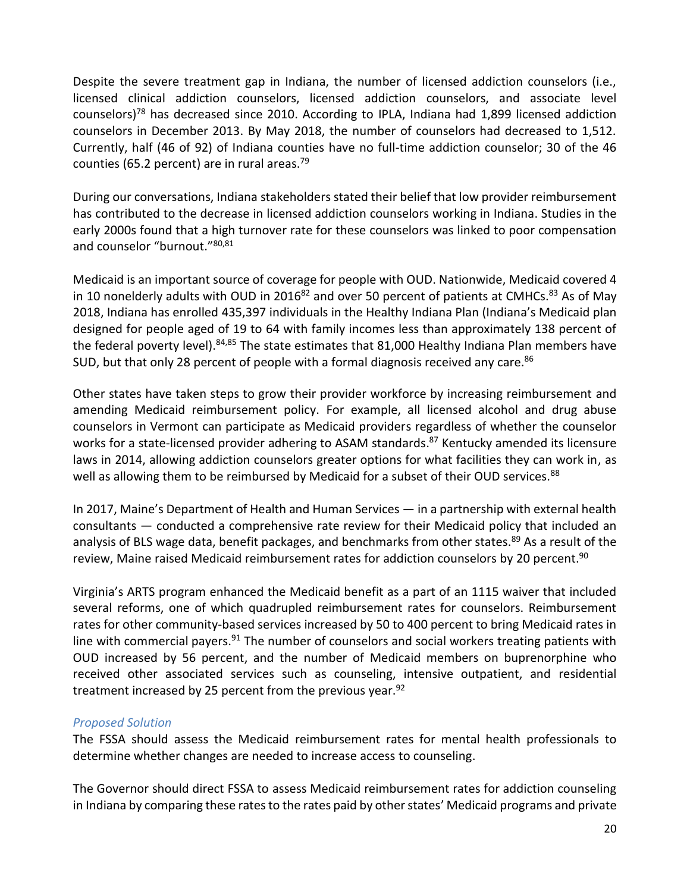Despite the severe treatment gap in Indiana, the number of licensed addiction counselors (i.e., licensed clinical addiction counselors, licensed addiction counselors, and associate level counselors)[78] has decreased since 2010. According to IPLA, Indiana had 1,899 licensed addiction counselors in December 2013. By May 2018, the number of counselors had decreased to 1,512. Currently, half (46 of 92) of Indiana counties have no full-time addiction counselor; 30 of the 46 counties (65.2 percent) are in rural areas.[79]

During our conversations, Indiana stakeholders stated their belief that low provider reimbursement has contributed to the decrease in licensed addiction counselors working in Indiana. Studies in the early 2000s found that a high turnover rate for these counselors was linked to poor compensation and counselor "burnout."[80,81]

Medicaid is an important source of coverage for people with OUD. Nationwide, Medicaid covered 4 in 10 nonelderly adults with OUD in 2016[82] and over 50 percent of patients at CMHCs.[83] As of May 2018, Indiana has enrolled 435,397 individuals in the Healthy Indiana Plan (Indiana's Medicaid plan designed for people aged of 19 to 64 with family incomes less than approximately 138 percent of the federal poverty level).[84,85] The state estimates that 81,000 Healthy Indiana Plan members have SUD, but that only 28 percent of people with a formal diagnosis received any care.[86]

Other states have taken steps to grow their provider workforce by increasing reimbursement and amending Medicaid reimbursement policy. For example, all licensed alcohol and drug abuse counselors in Vermont can participate as Medicaid providers regardless of whether the counselor works for a state-licensed provider adhering to ASAM standards.[87] Kentucky amended its licensure laws in 2014, allowing addiction counselors greater options for what facilities they can work in, as well as allowing them to be reimbursed by Medicaid for a subset of their OUD services.[88]

In 2017, Maine's Department of Health and Human Services — in a partnership with external health consultants — conducted a comprehensive rate review for their Medicaid policy that included an analysis of BLS wage data, benefit packages, and benchmarks from other states.[89] As a result of the review, Maine raised Medicaid reimbursement rates for addiction counselors by 20 percent.[90]

Virginia's ARTS program enhanced the Medicaid benefit as a part of an 1115 waiver that included several reforms, one of which quadrupled reimbursement rates for counselors. Reimbursement rates for other community-based services increased by 50 to 400 percent to bring Medicaid rates in line with commercial payers.[91] The number of counselors and social workers treating patients with OUD increased by 56 percent, and the number of Medicaid members on buprenorphine who received other associated services such as counseling, intensive outpatient, and residential treatment increased by 25 percent from the previous year.[92]

### *Proposed Solution*

The FSSA should assess the Medicaid reimbursement rates for mental health professionals to determine whether changes are needed to increase access to counseling.

The Governor should direct FSSA to assess Medicaid reimbursement rates for addiction counseling in Indiana by comparing these rates to the rates paid by other states' Medicaid programs and private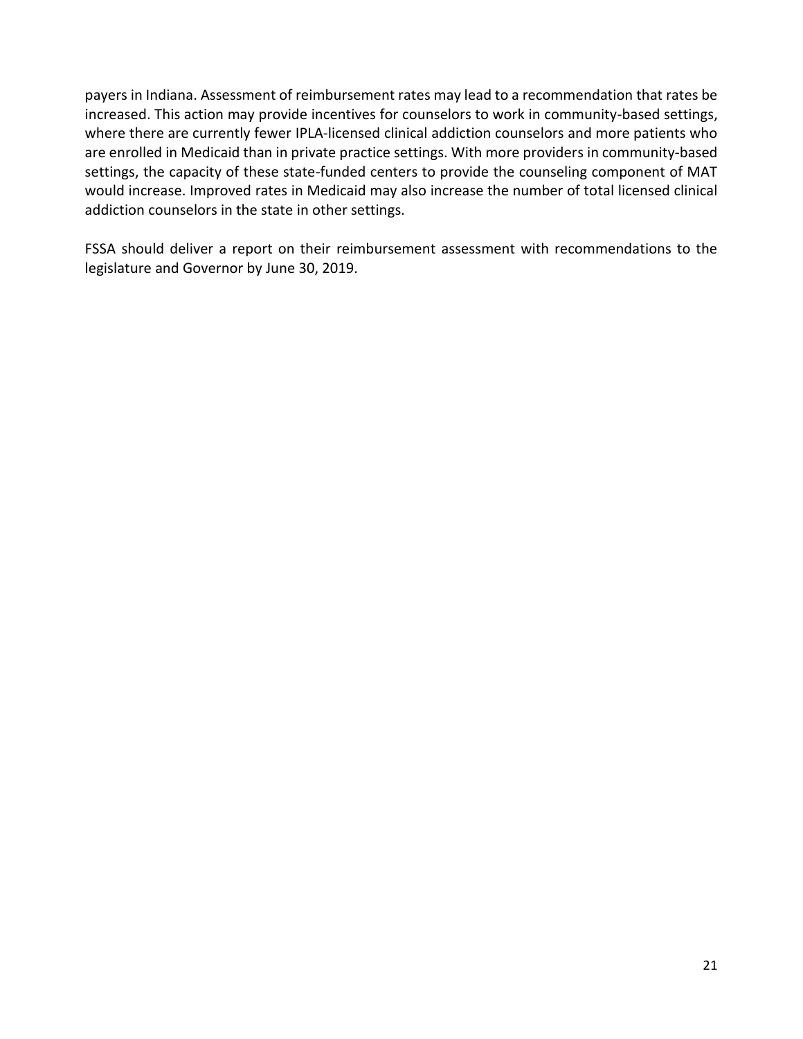payers in Indiana. Assessment of reimbursement rates may lead to a recommendation that rates be increased. This action may provide incentives for counselors to work in community-based settings, where there are currently fewer IPLA-licensed clinical addiction counselors and more patients who are enrolled in Medicaid than in private practice settings. With more providers in community-based settings, the capacity of these state-funded centers to provide the counseling component of MAT would increase. Improved rates in Medicaid may also increase the number of total licensed clinical addiction counselors in the state in other settings.

FSSA should deliver a report on their reimbursement assessment with recommendations to the legislature and Governor by June 30, 2019.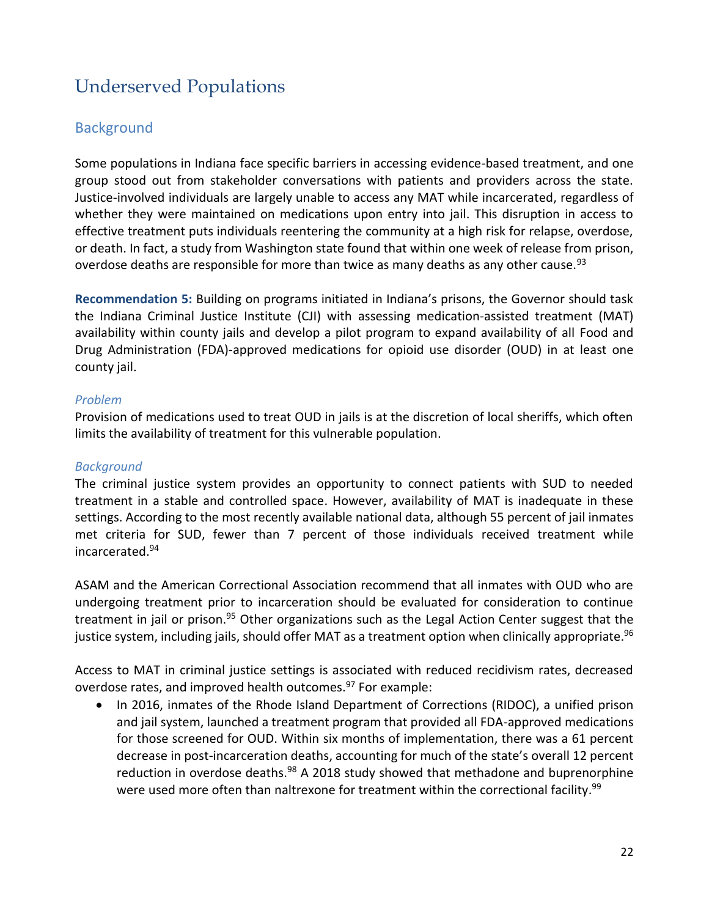# Underserved Populations

## Background

Some populations in Indiana face specific barriers in accessing evidence-based treatment, and one group stood out from stakeholder conversations with patients and providers across the state. Justice-involved individuals are largely unable to access any MAT while incarcerated, regardless of whether they were maintained on medications upon entry into jail. This disruption in access to effective treatment puts individuals reentering the community at a high risk for relapse, overdose, or death. In fact, a study from Washington state found that within one week of release from prison, overdose deaths are responsible for more than twice as many deaths as any other cause.[93]

**Recommendation 5:** Building on programs initiated in Indiana's prisons, the Governor should task the Indiana Criminal Justice Institute (CJI) with assessing medication-assisted treatment (MAT) availability within county jails and develop a pilot program to expand availability of all Food and Drug Administration (FDA)-approved medications for opioid use disorder (OUD) in at least one county jail.

### *Problem*

Provision of medications used to treat OUD in jails is at the discretion of local sheriffs, which often limits the availability of treatment for this vulnerable population.

### *Background*

The criminal justice system provides an opportunity to connect patients with SUD to needed treatment in a stable and controlled space. However, availability of MAT is inadequate in these settings. According to the most recently available national data, although 55 percent of jail inmates met criteria for SUD, fewer than 7 percent of those individuals received treatment while incarcerated.[94]

ASAM and the American Correctional Association recommend that all inmates with OUD who are undergoing treatment prior to incarceration should be evaluated for consideration to continue treatment in jail or prison.[95] Other organizations such as the Legal Action Center suggest that the justice system, including jails, should offer MAT as a treatment option when clinically appropriate.[96]

Access to MAT in criminal justice settings is associated with reduced recidivism rates, decreased overdose rates, and improved health outcomes.[97] For example:

- In 2016, inmates of the Rhode Island Department of Corrections (RIDOC), a unified prison and jail system, launched a treatment program that provided all FDA-approved medications for those screened for OUD. Within six months of implementation, there was a 61 percent decrease in post-incarceration deaths, accounting for much of the state's overall 12 percent reduction in overdose deaths.[98] A 2018 study showed that methadone and buprenorphine were used more often than naltrexone for treatment within the correctional facility.[99]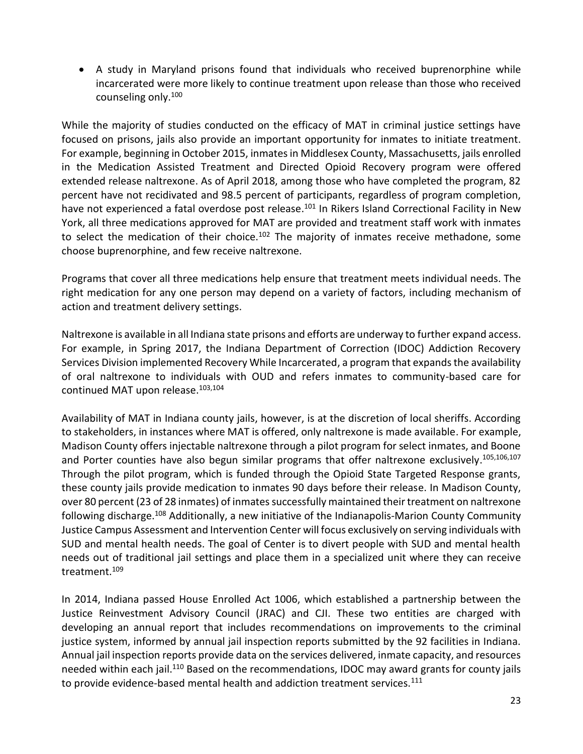- A study in Maryland prisons found that individuals who received buprenorphine while incarcerated were more likely to continue treatment upon release than those who received counseling only.[100]

While the majority of studies conducted on the efficacy of MAT in criminal justice settings have focused on prisons, jails also provide an important opportunity for inmates to initiate treatment. For example, beginning in October 2015, inmates in Middlesex County, Massachusetts, jails enrolled in the Medication Assisted Treatment and Directed Opioid Recovery program were offered extended release naltrexone. As of April 2018, among those who have completed the program, 82 percent have not recidivated and 98.5 percent of participants, regardless of program completion, have not experienced a fatal overdose post release.[101] In Rikers Island Correctional Facility in New York, all three medications approved for MAT are provided and treatment staff work with inmates to select the medication of their choice.[102] The majority of inmates receive methadone, some choose buprenorphine, and few receive naltrexone.

Programs that cover all three medications help ensure that treatment meets individual needs. The right medication for any one person may depend on a variety of factors, including mechanism of action and treatment delivery settings.

Naltrexone is available in all Indiana state prisons and efforts are underway to further expand access. For example, in Spring 2017, the Indiana Department of Correction (IDOC) Addiction Recovery Services Division implemented Recovery While Incarcerated, a program that expands the availability of oral naltrexone to individuals with OUD and refers inmates to community-based care for continued MAT upon release.[103,104]

Availability of MAT in Indiana county jails, however, is at the discretion of local sheriffs. According to stakeholders, in instances where MAT is offered, only naltrexone is made available. For example, Madison County offers injectable naltrexone through a pilot program for select inmates, and Boone and Porter counties have also begun similar programs that offer naltrexone exclusively.[105,106,107] Through the pilot program, which is funded through the Opioid State Targeted Response grants, these county jails provide medication to inmates 90 days before their release. In Madison County, over 80 percent (23 of 28 inmates) of inmates successfully maintained their treatment on naltrexone following discharge.[108] Additionally, a new initiative of the Indianapolis-Marion County Community Justice Campus Assessment and Intervention Center will focus exclusively on serving individuals with SUD and mental health needs. The goal of Center is to divert people with SUD and mental health needs out of traditional jail settings and place them in a specialized unit where they can receive treatment.[109]

In 2014, Indiana passed House Enrolled Act 1006, which established a partnership between the Justice Reinvestment Advisory Council (JRAC) and CJI. These two entities are charged with developing an annual report that includes recommendations on improvements to the criminal justice system, informed by annual jail inspection reports submitted by the 92 facilities in Indiana. Annual jail inspection reports provide data on the services delivered, inmate capacity, and resources needed within each jail.[110] Based on the recommendations, IDOC may award grants for county jails to provide evidence-based mental health and addiction treatment services.[111]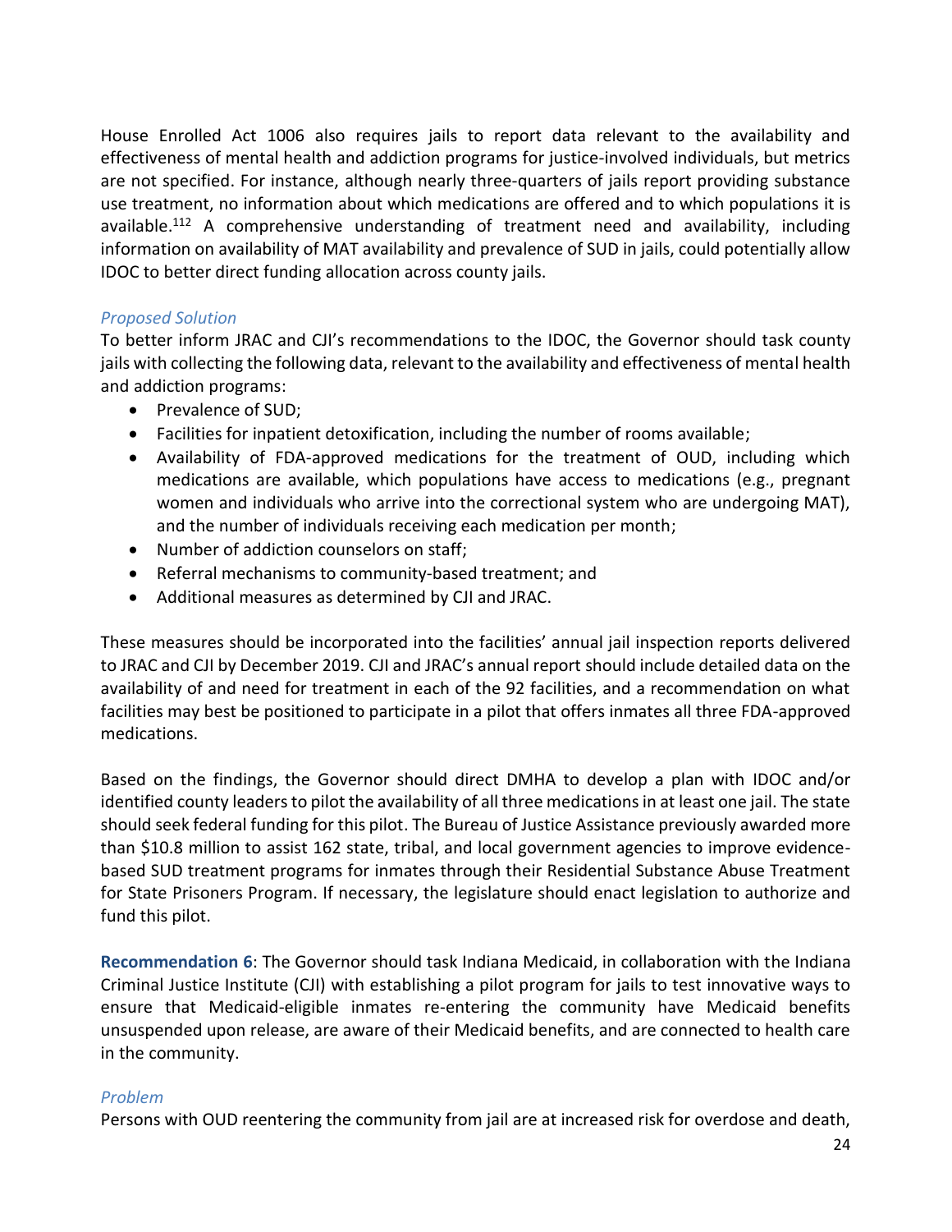House Enrolled Act 1006 also requires jails to report data relevant to the availability and effectiveness of mental health and addiction programs for justice-involved individuals, but metrics are not specified. For instance, although nearly three-quarters of jails report providing substance use treatment, no information about which medications are offered and to which populations it is available.[112] A comprehensive understanding of treatment need and availability, including information on availability of MAT availability and prevalence of SUD in jails, could potentially allow IDOC to better direct funding allocation across county jails.

### *Proposed Solution*

To better inform JRAC and CJI's recommendations to the IDOC, the Governor should task county jails with collecting the following data, relevant to the availability and effectiveness of mental health and addiction programs:

- Prevalence of SUD;
- Facilities for inpatient detoxification, including the number of rooms available;
- Availability of FDA-approved medications for the treatment of OUD, including which medications are available, which populations have access to medications (e.g., pregnant women and individuals who arrive into the correctional system who are undergoing MAT), and the number of individuals receiving each medication per month;
- Number of addiction counselors on staff;
- Referral mechanisms to community-based treatment; and
- Additional measures as determined by CJI and JRAC.

These measures should be incorporated into the facilities' annual jail inspection reports delivered to JRAC and CJI by December 2019. CJI and JRAC's annual report should include detailed data on the availability of and need for treatment in each of the 92 facilities, and a recommendation on what facilities may best be positioned to participate in a pilot that offers inmates all three FDA-approved medications.

Based on the findings, the Governor should direct DMHA to develop a plan with IDOC and/or identified county leaders to pilot the availability of all three medications in at least one jail. The state should seek federal funding for this pilot. The Bureau of Justice Assistance previously awarded more than $10.8 million to assist 162 state, tribal, and local government agencies to improve evidence-based SUD treatment programs for inmates through their Residential Substance Abuse Treatment for State Prisoners Program. If necessary, the legislature should enact legislation to authorize and fund this pilot.

**Recommendation 6**: The Governor should task Indiana Medicaid, in collaboration with the Indiana Criminal Justice Institute (CJI) with establishing a pilot program for jails to test innovative ways to ensure that Medicaid-eligible inmates re-entering the community have Medicaid benefits unsuspended upon release, are aware of their Medicaid benefits, and are connected to health care in the community.

### *Problem*

Persons with OUD reentering the community from jail are at increased risk for overdose and death,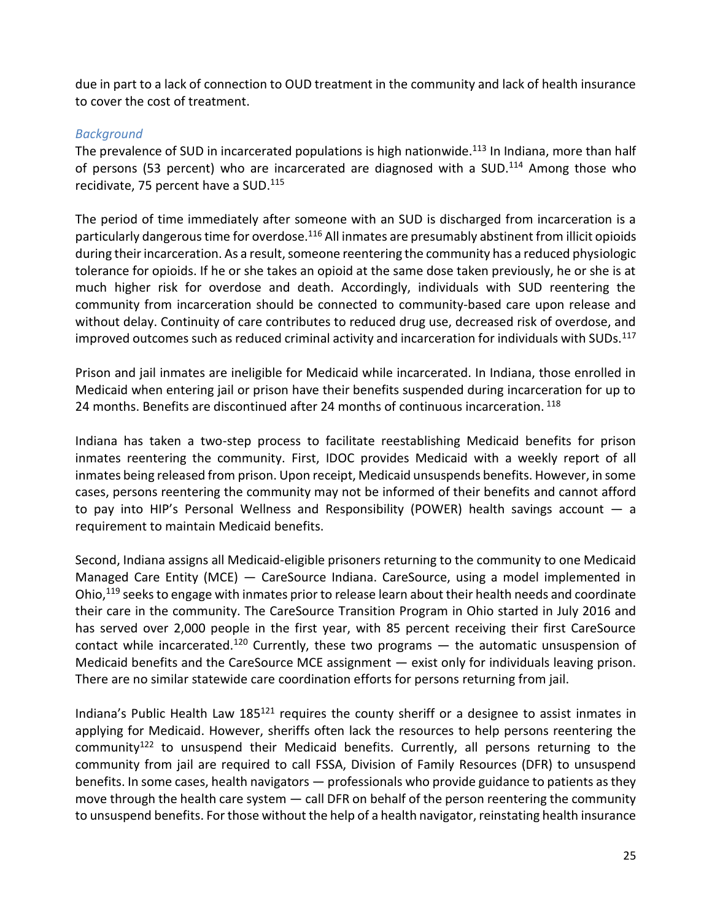due in part to a lack of connection to OUD treatment in the community and lack of health insurance to cover the cost of treatment.

### *Background*

The prevalence of SUD in incarcerated populations is high nationwide.[113] In Indiana, more than half of persons (53 percent) who are incarcerated are diagnosed with a SUD.[114] Among those who recidivate, 75 percent have a SUD.[115]

The period of time immediately after someone with an SUD is discharged from incarceration is a particularly dangerous time for overdose.[116] All inmates are presumably abstinent from illicit opioids during their incarceration. As a result, someone reentering the community has a reduced physiologic tolerance for opioids. If he or she takes an opioid at the same dose taken previously, he or she is at much higher risk for overdose and death. Accordingly, individuals with SUD reentering the community from incarceration should be connected to community-based care upon release and without delay. Continuity of care contributes to reduced drug use, decreased risk of overdose, and improved outcomes such as reduced criminal activity and incarceration for individuals with SUDs.[117]

Prison and jail inmates are ineligible for Medicaid while incarcerated. In Indiana, those enrolled in Medicaid when entering jail or prison have their benefits suspended during incarceration for up to 24 months. Benefits are discontinued after 24 months of continuous incarceration.[118]

Indiana has taken a two-step process to facilitate reestablishing Medicaid benefits for prison inmates reentering the community. First, IDOC provides Medicaid with a weekly report of all inmates being released from prison. Upon receipt, Medicaid unsuspends benefits. However, in some cases, persons reentering the community may not be informed of their benefits and cannot afford to pay into HIP's Personal Wellness and Responsibility (POWER) health savings account — a requirement to maintain Medicaid benefits.

Second, Indiana assigns all Medicaid-eligible prisoners returning to the community to one Medicaid Managed Care Entity (MCE) — CareSource Indiana. CareSource, using a model implemented in Ohio,[119] seeks to engage with inmates prior to release learn about their health needs and coordinate their care in the community. The CareSource Transition Program in Ohio started in July 2016 and has served over 2,000 people in the first year, with 85 percent receiving their first CareSource contact while incarcerated.[120] Currently, these two programs — the automatic unsuspension of Medicaid benefits and the CareSource MCE assignment — exist only for individuals leaving prison. There are no similar statewide care coordination efforts for persons returning from jail.

Indiana's Public Health Law 185[121] requires the county sheriff or a designee to assist inmates in applying for Medicaid. However, sheriffs often lack the resources to help persons reentering the community[122] to unsuspend their Medicaid benefits. Currently, all persons returning to the community from jail are required to call FSSA, Division of Family Resources (DFR) to unsuspend benefits. In some cases, health navigators — professionals who provide guidance to patients as they move through the health care system — call DFR on behalf of the person reentering the community to unsuspend benefits. For those without the help of a health navigator, reinstating health insurance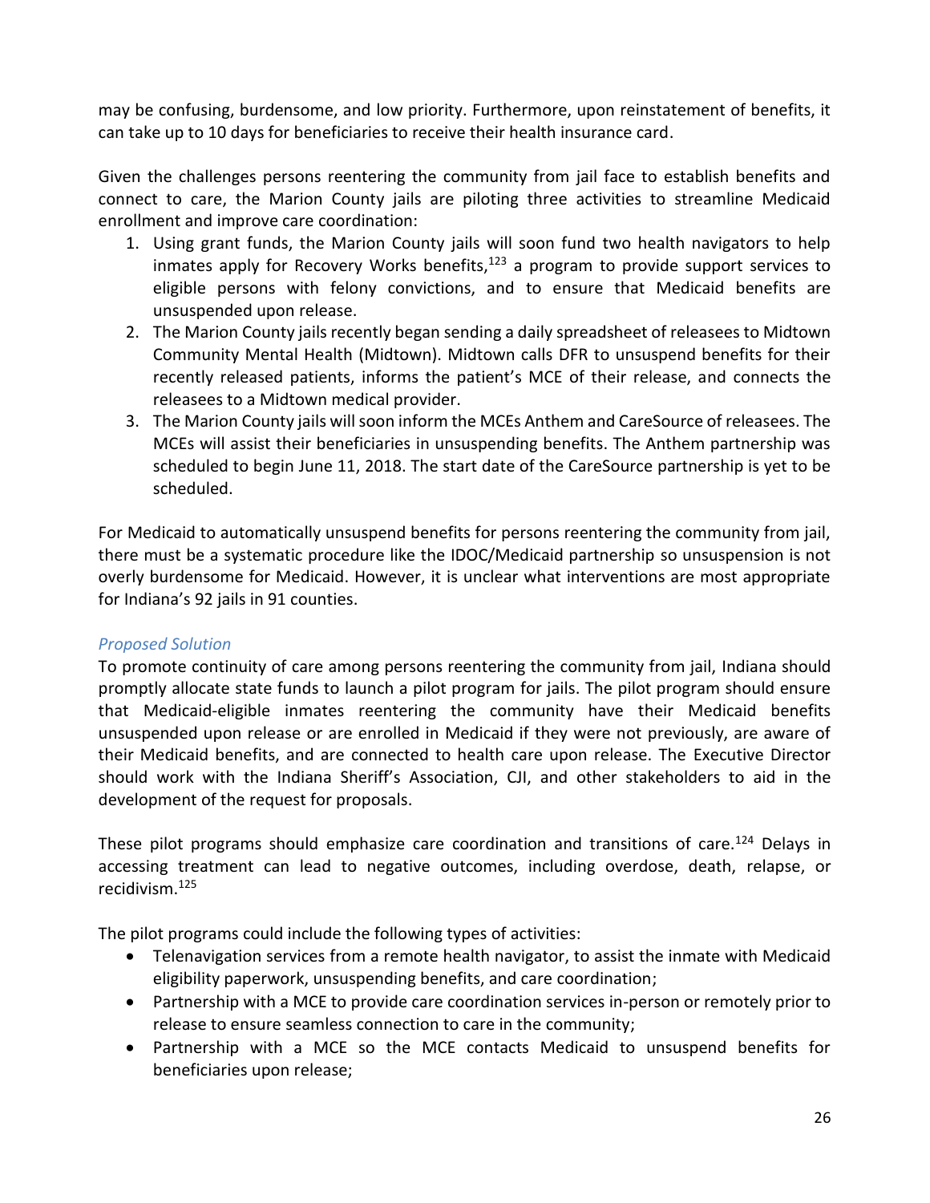may be confusing, burdensome, and low priority. Furthermore, upon reinstatement of benefits, it can take up to 10 days for beneficiaries to receive their health insurance card.

Given the challenges persons reentering the community from jail face to establish benefits and connect to care, the Marion County jails are piloting three activities to streamline Medicaid enrollment and improve care coordination:

1. Using grant funds, the Marion County jails will soon fund two health navigators to help inmates apply for Recovery Works benefits,[123] a program to provide support services to eligible persons with felony convictions, and to ensure that Medicaid benefits are unsuspended upon release.
2. The Marion County jails recently began sending a daily spreadsheet of releasees to Midtown Community Mental Health (Midtown). Midtown calls DFR to unsuspend benefits for their recently released patients, informs the patient's MCE of their release, and connects the releasees to a Midtown medical provider.
3. The Marion County jails will soon inform the MCEs Anthem and CareSource of releasees. The MCEs will assist their beneficiaries in unsuspending benefits. The Anthem partnership was scheduled to begin June 11, 2018. The start date of the CareSource partnership is yet to be scheduled.

For Medicaid to automatically unsuspend benefits for persons reentering the community from jail, there must be a systematic procedure like the IDOC/Medicaid partnership so unsuspension is not overly burdensome for Medicaid. However, it is unclear what interventions are most appropriate for Indiana's 92 jails in 91 counties.

### *Proposed Solution*

To promote continuity of care among persons reentering the community from jail, Indiana should promptly allocate state funds to launch a pilot program for jails. The pilot program should ensure that Medicaid-eligible inmates reentering the community have their Medicaid benefits unsuspended upon release or are enrolled in Medicaid if they were not previously, are aware of their Medicaid benefits, and are connected to health care upon release. The Executive Director should work with the Indiana Sheriff's Association, CJI, and other stakeholders to aid in the development of the request for proposals.

These pilot programs should emphasize care coordination and transitions of care.[124] Delays in accessing treatment can lead to negative outcomes, including overdose, death, relapse, or recidivism.[125]

The pilot programs could include the following types of activities:

- Telenavigation services from a remote health navigator, to assist the inmate with Medicaid eligibility paperwork, unsuspending benefits, and care coordination;
- Partnership with a MCE to provide care coordination services in-person or remotely prior to release to ensure seamless connection to care in the community;
- Partnership with a MCE so the MCE contacts Medicaid to unsuspend benefits for beneficiaries upon release;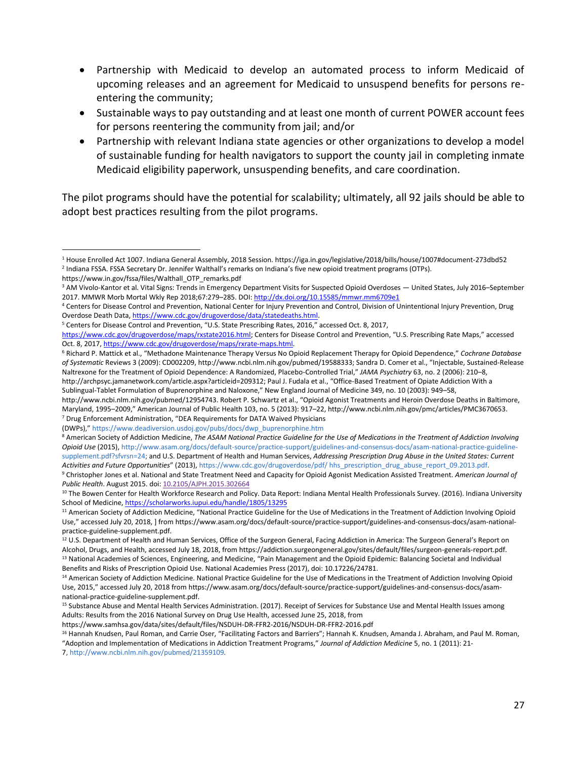- Partnership with Medicaid to develop an automated process to inform Medicaid of upcoming releases and an agreement for Medicaid to unsuspend benefits for persons re-entering the community;
- Sustainable ways to pay outstanding and at least one month of current POWER account fees for persons reentering the community from jail; and/or
- Partnership with relevant Indiana state agencies or other organizations to develop a model of sustainable funding for health navigators to support the county jail in completing inmate Medicaid eligibility paperwork, unsuspending benefits, and care coordination.

The pilot programs should have the potential for scalability; ultimately, all 92 jails should be able to adopt best practices resulting from the pilot programs.

---

[1] House Enrolled Act 1007. Indiana General Assembly, 2018 Session. https://iga.in.gov/legislative/2018/bills/house/1007#document-273dbd52

[2] Indiana FSSA. FSSA Secretary Dr. Jennifer Walthall's remarks on Indiana's five new opioid treatment programs (OTPs). https://www.in.gov/fssa/files/Walthall_OTP_remarks.pdf

[3] AM Vivolo-Kantor et al. Vital Signs: Trends in Emergency Department Visits for Suspected Opioid Overdoses — United States, July 2016–September 2017. MMWR Morb Mortal Wkly Rep 2018;67:279–285. DOI: http://dx.doi.org/10.15585/mmwr.mm6709e1

[4] Centers for Disease Control and Prevention, National Center for Injury Prevention and Control, Division of Unintentional Injury Prevention, Drug Overdose Death Data, https://www.cdc.gov/drugoverdose/data/statedeaths.html.

[5] Centers for Disease Control and Prevention, "U.S. State Prescribing Rates, 2016," accessed Oct. 8, 2017, https://www.cdc.gov/drugoverdose/maps/rxstate2016.html; Centers for Disease Control and Prevention, "U.S. Prescribing Rate Maps," accessed Oct. 8, 2017, https://www.cdc.gov/drugoverdose/maps/rxrate-maps.html.

[6] Richard P. Mattick et al., "Methadone Maintenance Therapy Versus No Opioid Replacement Therapy for Opioid Dependence," *Cochrane Database of Systematic* Reviews 3 (2009): CD002209, http://www.ncbi.nlm.nih.gov/pubmed/19588333; Sandra D. Comer et al., "Injectable, Sustained-Release Naltrexone for the Treatment of Opioid Dependence: A Randomized, Placebo-Controlled Trial," *JAMA Psychiatry* 63, no. 2 (2006): 210–8, http://archpsyc.jamanetwork.com/article.aspx?articleid=209312; Paul J. Fudala et al., "Office-Based Treatment of Opiate Addiction With a Sublingual-Tablet Formulation of Buprenorphine and Naloxone," New England Journal of Medicine 349, no. 10 (2003): 949–58, http://www.ncbi.nlm.nih.gov/pubmed/12954743. Robert P. Schwartz et al., "Opioid Agonist Treatments and Heroin Overdose Deaths in Baltimore, Maryland, 1995–2009," American Journal of Public Health 103, no. 5 (2013): 917–22, http://www.ncbi.nlm.nih.gov/pmc/articles/PMC3670653.

[7] Drug Enforcement Administration, "DEA Requirements for DATA Waived Physicians (DWPs)," https://www.deadiversion.usdoj.gov/pubs/docs/dwp_buprenorphine.htm

[8] American Society of Addiction Medicine, *The ASAM National Practice Guideline for the Use of Medications in the Treatment of Addiction Involving Opioid Use* (2015), http://www.asam.org/docs/default-source/practice-support/guidelines-and-consensus-docs/asam-national-practice-guideline-supplement.pdf?sfvrsn=24; and U.S. Department of Health and Human Services, *Addressing Prescription Drug Abuse in the United States: Current Activities and Future Opportunities*" (2013), https://www.cdc.gov/drugoverdose/pdf/ hhs_prescription_drug_abuse_report_09.2013.pdf.

[9] Christopher Jones et al. National and State Treatment Need and Capacity for Opioid Agonist Medication Assisted Treatment. *American Journal of Public Health*. August 2015. doi: 10.2105/AJPH.2015.302664

[10] The Bowen Center for Health Workforce Research and Policy. Data Report: Indiana Mental Health Professionals Survey. (2016). Indiana University School of Medicine, https://scholarworks.iupui.edu/handle/1805/13295

[11] American Society of Addiction Medicine, "National Practice Guideline for the Use of Medications in the Treatment of Addiction Involving Opioid Use," accessed July 20, 2018, ] from https://www.asam.org/docs/default-source/practice-support/guidelines-and-consensus-docs/asam-national-practice-guideline-supplement.pdf.

[12] U.S. Department of Health and Human Services, Office of the Surgeon General, Facing Addiction in America: The Surgeon General's Report on Alcohol, Drugs, and Health, accessed July 18, 2018, from https://addiction.surgeongeneral.gov/sites/default/files/surgeon-generals-report.pdf.

[13] National Academies of Sciences, Engineering, and Medicine, "Pain Management and the Opioid Epidemic: Balancing Societal and Individual Benefits and Risks of Prescription Opioid Use. National Academies Press (2017), doi: 10.17226/24781.

[14] American Society of Addiction Medicine. National Practice Guideline for the Use of Medications in the Treatment of Addiction Involving Opioid Use, 2015," accessed July 20, 2018 from https://www.asam.org/docs/default-source/practice-support/guidelines-and-consensus-docs/asam-national-practice-guideline-supplement.pdf.

[15] Substance Abuse and Mental Health Services Administration. (2017). Receipt of Services for Substance Use and Mental Health Issues among Adults: Results from the 2016 National Survey on Drug Use Health, accessed June 25, 2018, from https://www.samhsa.gov/data/sites/default/files/NSDUH-DR-FFR2-2016/NSDUH-DR-FFR2-2016.pdf

[16] Hannah Knudsen, Paul Roman, and Carrie Oser, "Facilitating Factors and Barriers"; Hannah K. Knudsen, Amanda J. Abraham, and Paul M. Roman, "Adoption and Implementation of Medications in Addiction Treatment Programs," *Journal of Addiction Medicine* 5, no. 1 (2011): 21-7, http://www.ncbi.nlm.nih.gov/pubmed/21359109.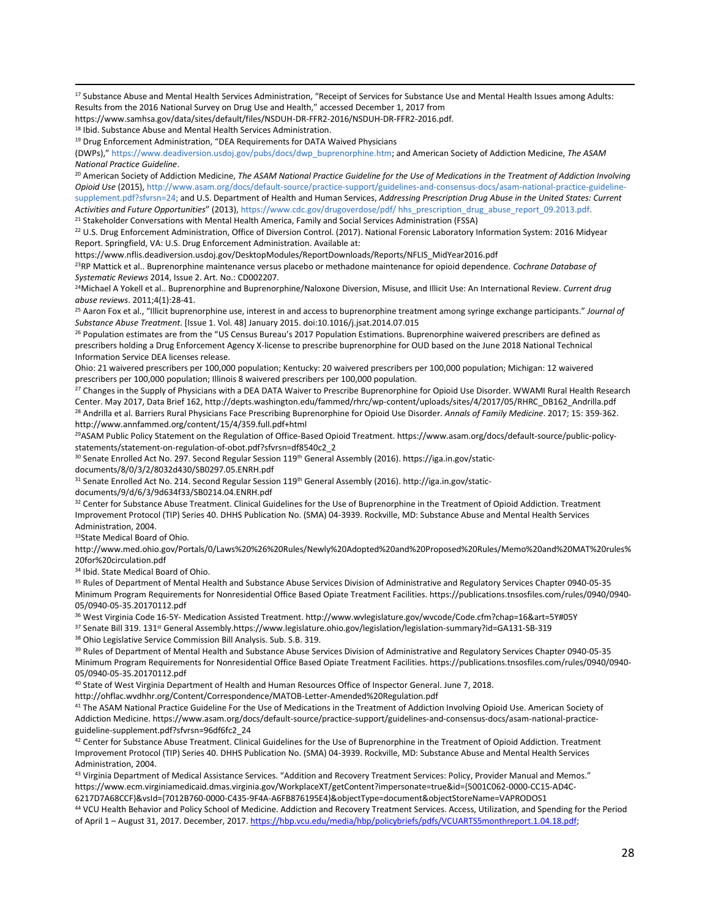[17] Substance Abuse and Mental Health Services Administration, "Receipt of Services for Substance Use and Mental Health Issues among Adults: Results from the 2016 National Survey on Drug Use and Health," accessed December 1, 2017 from https://www.samhsa.gov/data/sites/default/files/NSDUH-DR-FFR2-2016/NSDUH-DR-FFR2-2016.pdf.

[18] Ibid. Substance Abuse and Mental Health Services Administration.

[19] Drug Enforcement Administration, "DEA Requirements for DATA Waived Physicians (DWPs)," https://www.deadiversion.usdoj.gov/pubs/docs/dwp_buprenorphine.htm; and American Society of Addiction Medicine, *The ASAM National Practice Guideline*.

[20] American Society of Addiction Medicine, *The ASAM National Practice Guideline for the Use of Medications in the Treatment of Addiction Involving Opioid Use* (2015), http://www.asam.org/docs/default-source/practice-support/guidelines-and-consensus-docs/asam-national-practice-guideline-supplement.pdf?sfvrsn=24; and U.S. Department of Health and Human Services, *Addressing Prescription Drug Abuse in the United States: Current Activities and Future Opportunities*" (2013), https://www.cdc.gov/drugoverdose/pdf/ hhs_prescription_drug_abuse_report_09.2013.pdf.

[21] Stakeholder Conversations with Mental Health America, Family and Social Services Administration (FSSA)

[22] U.S. Drug Enforcement Administration, Office of Diversion Control. (2017). National Forensic Laboratory Information System: 2016 Midyear Report. Springfield, VA: U.S. Drug Enforcement Administration. Available at: https://www.nflis.deadiversion.usdoj.gov/DesktopModules/ReportDownloads/Reports/NFLIS_MidYear2016.pdf

[23] RP Mattick et al.. Buprenorphine maintenance versus placebo or methadone maintenance for opioid dependence. *Cochrane Database of Systematic Reviews* 2014, Issue 2. Art. No.: CD002207.

[24] Michael A Yokell et al.. Buprenorphine and Buprenorphine/Naloxone Diversion, Misuse, and Illicit Use: An International Review. *Current drug abuse reviews*. 2011;4(1):28-41.

[25] Aaron Fox et al., "Illicit buprenorphine use, interest in and access to buprenorphine treatment among syringe exchange participants." *Journal of Substance Abuse Treatment*. [Issue 1. Vol. 48] January 2015. doi:10.1016/j.jsat.2014.07.015

[26] Population estimates are from the "US Census Bureau's 2017 Population Estimations. Buprenorphine waivered prescribers are defined as prescribers holding a Drug Enforcement Agency X-license to prescribe buprenorphine for OUD based on the June 2018 National Technical Information Service DEA licenses release.

Ohio: 21 waivered prescribers per 100,000 population; Kentucky: 20 waivered prescribers per 100,000 population; Michigan: 12 waivered prescribers per 100,000 population; Illinois 8 waivered prescribers per 100,000 population.

[27] Changes in the Supply of Physicians with a DEA DATA Waiver to Prescribe Buprenorphine for Opioid Use Disorder. WWAMI Rural Health Research Center. May 2017, Data Brief 162, http://depts.washington.edu/fammed/rhrc/wp-content/uploads/sites/4/2017/05/RHRC_DB162_Andrilla.pdf

[28] Andrilla et al. Barriers Rural Physicians Face Prescribing Buprenorphine for Opioid Use Disorder. *Annals of Family Medicine*. 2017; 15: 359-362. http://www.annfammed.org/content/15/4/359.full.pdf+html

[29] ASAM Public Policy Statement on the Regulation of Office-Based Opioid Treatment. https://www.asam.org/docs/default-source/public-policy-statements/statement-on-regulation-of-obot.pdf?sfvrsn=df8540c2_2

[30] Senate Enrolled Act No. 297. Second Regular Session 119th General Assembly (2016). https://iga.in.gov/static-documents/8/0/3/2/8032d430/SB0297.05.ENRH.pdf

[31] Senate Enrolled Act No. 214. Second Regular Session 119th General Assembly (2016). http://iga.in.gov/static-documents/9/d/6/3/9d634f33/SB0214.04.ENRH.pdf

[32] Center for Substance Abuse Treatment. Clinical Guidelines for the Use of Buprenorphine in the Treatment of Opioid Addiction. Treatment Improvement Protocol (TIP) Series 40. DHHS Publication No. (SMA) 04-3939. Rockville, MD: Substance Abuse and Mental Health Services Administration, 2004.

[33] State Medical Board of Ohio. http://www.med.ohio.gov/Portals/0/Laws%20%26%20Rules/Newly%20Adopted%20and%20Proposed%20Rules/Memo%20and%20MAT%20rules%20for%20circulation.pdf

[34] Ibid. State Medical Board of Ohio.

[35] Rules of Department of Mental Health and Substance Abuse Services Division of Administrative and Regulatory Services Chapter 0940-05-35 Minimum Program Requirements for Nonresidential Office Based Opiate Treatment Facilities. https://publications.tnsosfiles.com/rules/0940/0940-05/0940-05-35.20170112.pdf

[36] West Virginia Code 16-5Y- Medication Assisted Treatment. http://www.wvlegislature.gov/wvcode/Code.cfm?chap=16&art=5Y#05Y

[37] Senate Bill 319. 131st General Assembly.https://www.legislature.ohio.gov/legislation/legislation-summary?id=GA131-SB-319

[38] Ohio Legislative Service Commission Bill Analysis. Sub. S.B. 319.

[39] Rules of Department of Mental Health and Substance Abuse Services Division of Administrative and Regulatory Services Chapter 0940-05-35 Minimum Program Requirements for Nonresidential Office Based Opiate Treatment Facilities. https://publications.tnsosfiles.com/rules/0940/0940-05/0940-05-35.20170112.pdf

[40] State of West Virginia Department of Health and Human Resources Office of Inspector General. June 7, 2018. http://ohflac.wvdhhr.org/Content/Correspondence/MATOB-Letter-Amended%20Regulation.pdf

[41] The ASAM National Practice Guideline For the Use of Medications in the Treatment of Addiction Involving Opioid Use. American Society of Addiction Medicine. https://www.asam.org/docs/default-source/practice-support/guidelines-and-consensus-docs/asam-national-practice-guideline-supplement.pdf?sfvrsn=96df6fc2_24

[42] Center for Substance Abuse Treatment. Clinical Guidelines for the Use of Buprenorphine in the Treatment of Opioid Addiction. Treatment Improvement Protocol (TIP) Series 40. DHHS Publication No. (SMA) 04-3939. Rockville, MD: Substance Abuse and Mental Health Services Administration, 2004.

[43] Virginia Department of Medical Assistance Services. "Addition and Recovery Treatment Services: Policy, Provider Manual and Memos." https://www.ecm.virginiamedicaid.dmas.virginia.gov/WorkplaceXT/getContent?impersonate=true&id={5001C062-0000-CC15-AD4C-6217D7A68CCF}&vsId={7012B760-0000-C435-9F4A-A6FB876195E4}&objectType=document&objectStoreName=VAPRODOS1

[44] VCU Health Behavior and Policy School of Medicine. Addiction and Recovery Treatment Services. Access, Utilization, and Spending for the Period of April 1 – August 31, 2017. December, 2017. https://hbp.vcu.edu/media/hbp/policybriefs/pdfs/VCUARTS5monthreport.1.04.18.pdf;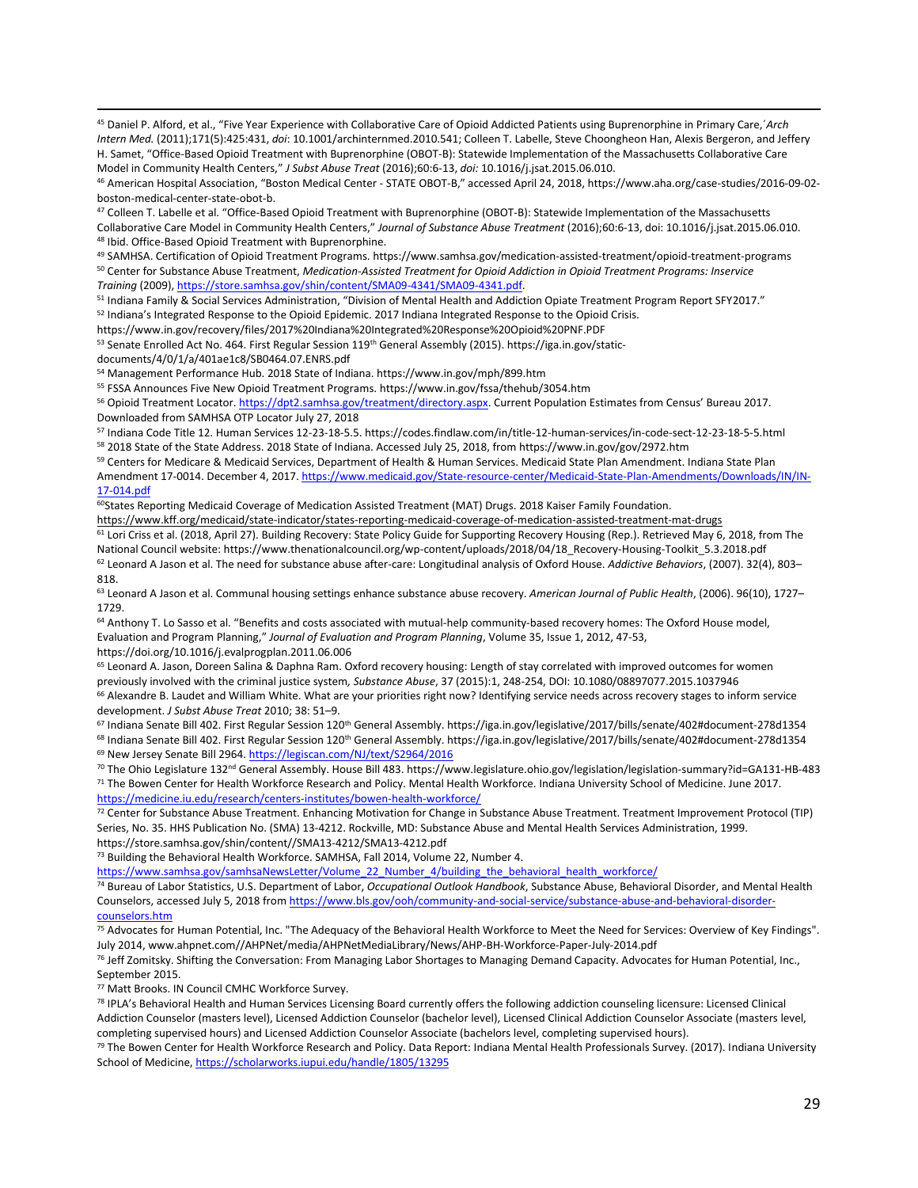[45] Daniel P. Alford, et al., "Five Year Experience with Collaborative Care of Opioid Addicted Patients using Buprenorphine in Primary Care,´*Arch Intern Med.* (2011);171(5):425:431, *doi*: 10.1001/archinternmed.2010.541; Colleen T. Labelle, Steve Choongheon Han, Alexis Bergeron, and Jeffery H. Samet, "Office-Based Opioid Treatment with Buprenorphine (OBOT-B): Statewide Implementation of the Massachusetts Collaborative Care Model in Community Health Centers," *J Subst Abuse Treat* (2016);60:6-13, *doi:* 10.1016/j.jsat.2015.06.010.

[46] American Hospital Association, "Boston Medical Center - STATE OBOT-B," accessed April 24, 2018, https://www.aha.org/case-studies/2016-09-02-boston-medical-center-state-obot-b.

[47] Colleen T. Labelle et al. "Office-Based Opioid Treatment with Buprenorphine (OBOT-B): Statewide Implementation of the Massachusetts Collaborative Care Model in Community Health Centers," *Journal of Substance Abuse Treatment* (2016);60:6-13, doi: 10.1016/j.jsat.2015.06.010.

[48] Ibid. Office-Based Opioid Treatment with Buprenorphine.

[49] SAMHSA. Certification of Opioid Treatment Programs. https://www.samhsa.gov/medication-assisted-treatment/opioid-treatment-programs

[50] Center for Substance Abuse Treatment, *Medication-Assisted Treatment for Opioid Addiction in Opioid Treatment Programs: Inservice Training* (2009), https://store.samhsa.gov/shin/content/SMA09-4341/SMA09-4341.pdf.

[51] Indiana Family & Social Services Administration, "Division of Mental Health and Addiction Opiate Treatment Program Report SFY2017."

[52] Indiana's Integrated Response to the Opioid Epidemic. 2017 Indiana Integrated Response to the Opioid Crisis. https://www.in.gov/recovery/files/2017%20Indiana%20Integrated%20Response%20Opioid%20PNF.PDF

[53] Senate Enrolled Act No. 464. First Regular Session 119th General Assembly (2015). https://iga.in.gov/static-documents/4/0/1/a/401ae1c8/SB0464.07.ENRS.pdf

[54] Management Performance Hub. 2018 State of Indiana. https://www.in.gov/mph/899.htm

[55] FSSA Announces Five New Opioid Treatment Programs. https://www.in.gov/fssa/thehub/3054.htm

[56] Opioid Treatment Locator. https://dpt2.samhsa.gov/treatment/directory.aspx. Current Population Estimates from Census' Bureau 2017. Downloaded from SAMHSA OTP Locator July 27, 2018

[57] Indiana Code Title 12. Human Services 12-23-18-5.5. https://codes.findlaw.com/in/title-12-human-services/in-code-sect-12-23-18-5-5.html

[58] 2018 State of the State Address. 2018 State of Indiana. Accessed July 25, 2018, from https://www.in.gov/gov/2972.htm

[59] Centers for Medicare & Medicaid Services, Department of Health & Human Services. Medicaid State Plan Amendment. Indiana State Plan Amendment 17-0014. December 4, 2017. https://www.medicaid.gov/State-resource-center/Medicaid-State-Plan-Amendments/Downloads/IN/IN-17-014.pdf

[60] States Reporting Medicaid Coverage of Medication Assisted Treatment (MAT) Drugs. 2018 Kaiser Family Foundation. https://www.kff.org/medicaid/state-indicator/states-reporting-medicaid-coverage-of-medication-assisted-treatment-mat-drugs

[61] Lori Criss et al. (2018, April 27). Building Recovery: State Policy Guide for Supporting Recovery Housing (Rep.). Retrieved May 6, 2018, from The National Council website: https://www.thenationalcouncil.org/wp-content/uploads/2018/04/18_Recovery-Housing-Toolkit_5.3.2018.pdf

[62] Leonard A Jason et al. The need for substance abuse after-care: Longitudinal analysis of Oxford House. *Addictive Behaviors*, (2007). 32(4), 803–818.

[63] Leonard A Jason et al. Communal housing settings enhance substance abuse recovery. *American Journal of Public Health*, (2006). 96(10), 1727–1729.

[64] Anthony T. Lo Sasso et al. "Benefits and costs associated with mutual-help community-based recovery homes: The Oxford House model, Evaluation and Program Planning," *Journal of Evaluation and Program Planning*, Volume 35, Issue 1, 2012, 47-53, https://doi.org/10.1016/j.evalprogplan.2011.06.006

[65] Leonard A. Jason, Doreen Salina & Daphna Ram. Oxford recovery housing: Length of stay correlated with improved outcomes for women previously involved with the criminal justice system*, Substance Abuse*, 37 (2015):1, 248-254, DOI: 10.1080/08897077.2015.1037946

[66] Alexandre B. Laudet and William White. What are your priorities right now? Identifying service needs across recovery stages to inform service development. *J Subst Abuse Treat* 2010; 38: 51–9.

[67] Indiana Senate Bill 402. First Regular Session 120th General Assembly. https://iga.in.gov/legislative/2017/bills/senate/402#document-278d1354

[68] Indiana Senate Bill 402. First Regular Session 120th General Assembly. https://iga.in.gov/legislative/2017/bills/senate/402#document-278d1354

[69] New Jersey Senate Bill 2964. https://legiscan.com/NJ/text/S2964/2016

[70] The Ohio Legislature 132nd General Assembly. House Bill 483. https://www.legislature.ohio.gov/legislation/legislation-summary?id=GA131-HB-483

[71] The Bowen Center for Health Workforce Research and Policy. Mental Health Workforce. Indiana University School of Medicine. June 2017. https://medicine.iu.edu/research/centers-institutes/bowen-health-workforce/

[72] Center for Substance Abuse Treatment. Enhancing Motivation for Change in Substance Abuse Treatment. Treatment Improvement Protocol (TIP) Series, No. 35. HHS Publication No. (SMA) 13-4212. Rockville, MD: Substance Abuse and Mental Health Services Administration, 1999. https://store.samhsa.gov/shin/content//SMA13-4212/SMA13-4212.pdf

[73] Building the Behavioral Health Workforce. SAMHSA, Fall 2014, Volume 22, Number 4. https://www.samhsa.gov/samhsaNewsLetter/Volume_22_Number_4/building_the_behavioral_health_workforce/

[74] Bureau of Labor Statistics, U.S. Department of Labor, *Occupational Outlook Handbook*, Substance Abuse, Behavioral Disorder, and Mental Health Counselors, accessed July 5, 2018 from https://www.bls.gov/ooh/community-and-social-service/substance-abuse-and-behavioral-disorder-counselors.htm

[75] Advocates for Human Potential, Inc. "The Adequacy of the Behavioral Health Workforce to Meet the Need for Services: Overview of Key Findings". July 2014, www.ahpnet.com//AHPNet/media/AHPNetMediaLibrary/News/AHP-BH-Workforce-Paper-July-2014.pdf

[76] Jeff Zomitsky. Shifting the Conversation: From Managing Labor Shortages to Managing Demand Capacity. Advocates for Human Potential, Inc., September 2015.

[77] Matt Brooks. IN Council CMHC Workforce Survey.

[78] IPLA's Behavioral Health and Human Services Licensing Board currently offers the following addiction counseling licensure: Licensed Clinical Addiction Counselor (masters level), Licensed Addiction Counselor (bachelor level), Licensed Clinical Addiction Counselor Associate (masters level, completing supervised hours) and Licensed Addiction Counselor Associate (bachelors level, completing supervised hours).

[79] The Bowen Center for Health Workforce Research and Policy. Data Report: Indiana Mental Health Professionals Survey. (2017). Indiana University School of Medicine, https://scholarworks.iupui.edu/handle/1805/13295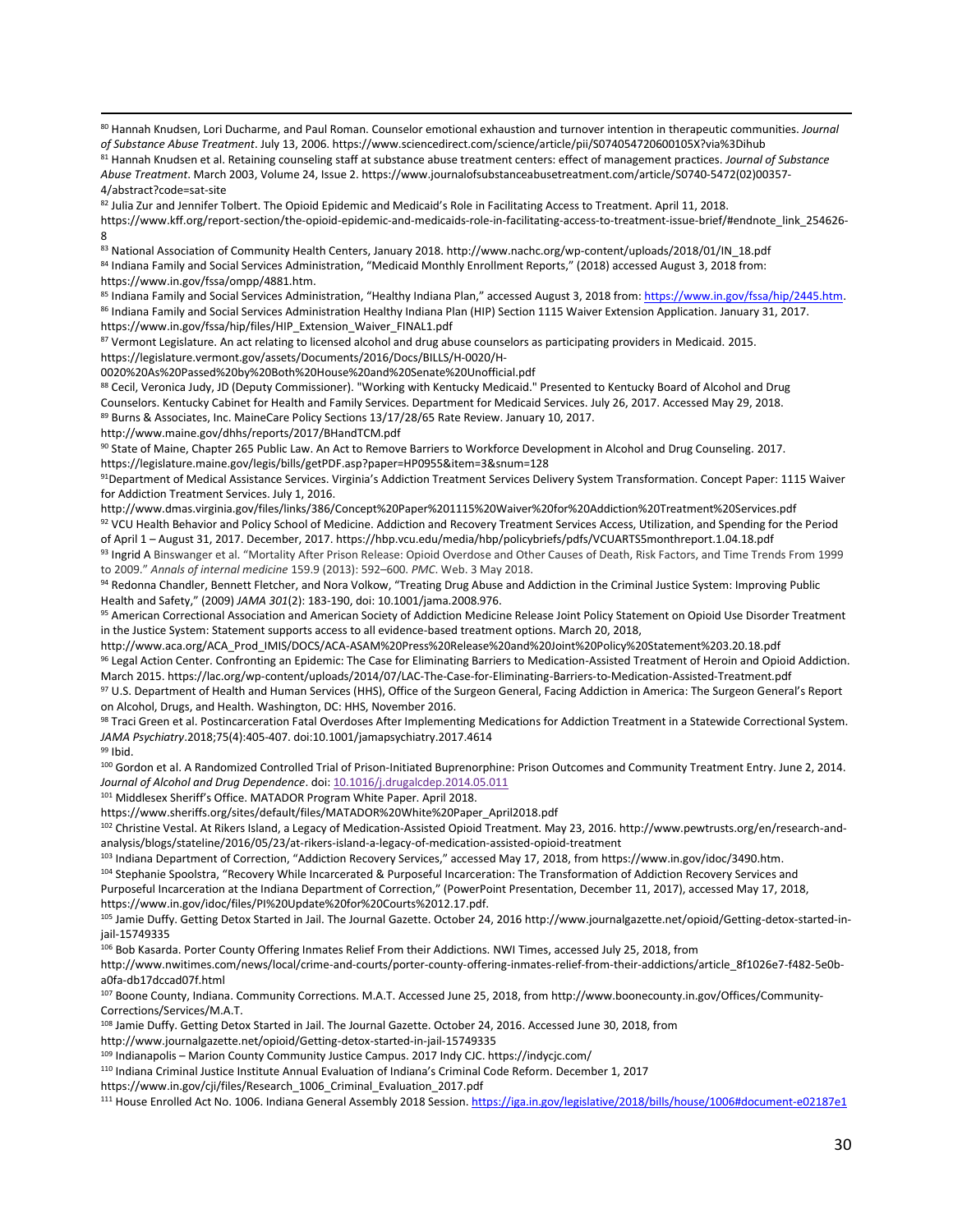[80] Hannah Knudsen, Lori Ducharme, and Paul Roman. Counselor emotional exhaustion and turnover intention in therapeutic communities. *Journal of Substance Abuse Treatment*. July 13, 2006. https://www.sciencedirect.com/science/article/pii/S074054720600105X?via%3Dihub

[81] Hannah Knudsen et al. Retaining counseling staff at substance abuse treatment centers: effect of management practices. *Journal of Substance Abuse Treatment*. March 2003, Volume 24, Issue 2. https://www.journalofsubstanceabusetreatment.com/article/S0740-5472(02)00357-4/abstract?code=sat-site

[82] Julia Zur and Jennifer Tolbert. The Opioid Epidemic and Medicaid's Role in Facilitating Access to Treatment. April 11, 2018. https://www.kff.org/report-section/the-opioid-epidemic-and-medicaids-role-in-facilitating-access-to-treatment-issue-brief/#endnote_link_254626-8

[83] National Association of Community Health Centers, January 2018. http://www.nachc.org/wp-content/uploads/2018/01/IN_18.pdf

[84] Indiana Family and Social Services Administration, "Medicaid Monthly Enrollment Reports," (2018) accessed August 3, 2018 from: https://www.in.gov/fssa/ompp/4881.htm.

[85] Indiana Family and Social Services Administration, "Healthy Indiana Plan," accessed August 3, 2018 from: https://www.in.gov/fssa/hip/2445.htm.

[86] Indiana Family and Social Services Administration Healthy Indiana Plan (HIP) Section 1115 Waiver Extension Application. January 31, 2017. https://www.in.gov/fssa/hip/files/HIP_Extension_Waiver_FINAL1.pdf

[87] Vermont Legislature. An act relating to licensed alcohol and drug abuse counselors as participating providers in Medicaid. 2015. https://legislature.vermont.gov/assets/Documents/2016/Docs/BILLS/H-0020/H-0020%20As%20Passed%20by%20Both%20House%20and%20Senate%20Unofficial.pdf

[88] Cecil, Veronica Judy, JD (Deputy Commissioner). "Working with Kentucky Medicaid." Presented to Kentucky Board of Alcohol and Drug Counselors. Kentucky Cabinet for Health and Family Services. Department for Medicaid Services. July 26, 2017. Accessed May 29, 2018.

[89] Burns & Associates, Inc. MaineCare Policy Sections 13/17/28/65 Rate Review. January 10, 2017. http://www.maine.gov/dhhs/reports/2017/BHandTCM.pdf

[90] State of Maine, Chapter 265 Public Law. An Act to Remove Barriers to Workforce Development in Alcohol and Drug Counseling. 2017. https://legislature.maine.gov/legis/bills/getPDF.asp?paper=HP0955&item=3&snum=128

[91] Department of Medical Assistance Services. Virginia's Addiction Treatment Services Delivery System Transformation. Concept Paper: 1115 Waiver for Addiction Treatment Services. July 1, 2016. http://www.dmas.virginia.gov/files/links/386/Concept%20Paper%201115%20Waiver%20for%20Addiction%20Treatment%20Services.pdf

[92] VCU Health Behavior and Policy School of Medicine. Addiction and Recovery Treatment Services Access, Utilization, and Spending for the Period of April 1 – August 31, 2017. December, 2017. https://hbp.vcu.edu/media/hbp/policybriefs/pdfs/VCUARTS5monthreport.1.04.18.pdf

[93] Ingrid A Binswanger et al. "Mortality After Prison Release: Opioid Overdose and Other Causes of Death, Risk Factors, and Time Trends From 1999 to 2009." *Annals of internal medicine* 159.9 (2013): 592–600. *PMC*. Web. 3 May 2018.

[94] Redonna Chandler, Bennett Fletcher, and Nora Volkow, "Treating Drug Abuse and Addiction in the Criminal Justice System: Improving Public Health and Safety," (2009) *JAMA 301*(2): 183-190, doi: 10.1001/jama.2008.976.

[95] American Correctional Association and American Society of Addiction Medicine Release Joint Policy Statement on Opioid Use Disorder Treatment in the Justice System: Statement supports access to all evidence-based treatment options. March 20, 2018, http://www.aca.org/ACA_Prod_IMIS/DOCS/ACA-ASAM%20Press%20Release%20and%20Joint%20Policy%20Statement%203.20.18.pdf

[96] Legal Action Center. Confronting an Epidemic: The Case for Eliminating Barriers to Medication-Assisted Treatment of Heroin and Opioid Addiction. March 2015. https://lac.org/wp-content/uploads/2014/07/LAC-The-Case-for-Eliminating-Barriers-to-Medication-Assisted-Treatment.pdf

[97] U.S. Department of Health and Human Services (HHS), Office of the Surgeon General, Facing Addiction in America: The Surgeon General's Report on Alcohol, Drugs, and Health. Washington, DC: HHS, November 2016.

[98] Traci Green et al. Postincarceration Fatal Overdoses After Implementing Medications for Addiction Treatment in a Statewide Correctional System. *JAMA Psychiatry*.2018;75(4):405-407. doi:10.1001/jamapsychiatry.2017.4614

[99] Ibid.

[100] Gordon et al. A Randomized Controlled Trial of Prison-Initiated Buprenorphine: Prison Outcomes and Community Treatment Entry. June 2, 2014. *Journal of Alcohol and Drug Dependence*. doi: 10.1016/j.drugalcdep.2014.05.011

[101] Middlesex Sheriff's Office. MATADOR Program White Paper. April 2018. https://www.sheriffs.org/sites/default/files/MATADOR%20White%20Paper_April2018.pdf

[102] Christine Vestal. At Rikers Island, a Legacy of Medication-Assisted Opioid Treatment. May 23, 2016. http://www.pewtrusts.org/en/research-and-analysis/blogs/stateline/2016/05/23/at-rikers-island-a-legacy-of-medication-assisted-opioid-treatment

[103] Indiana Department of Correction, "Addiction Recovery Services," accessed May 17, 2018, from https://www.in.gov/idoc/3490.htm.

[104] Stephanie Spoolstra, "Recovery While Incarcerated & Purposeful Incarceration: The Transformation of Addiction Recovery Services and Purposeful Incarceration at the Indiana Department of Correction," (PowerPoint Presentation, December 11, 2017), accessed May 17, 2018, https://www.in.gov/idoc/files/PI%20Update%20for%20Courts%2012.17.pdf.

[105] Jamie Duffy. Getting Detox Started in Jail. The Journal Gazette. October 24, 2016 http://www.journalgazette.net/opioid/Getting-detox-started-in-jail-15749335

[106] Bob Kasarda. Porter County Offering Inmates Relief From their Addictions. NWI Times, accessed July 25, 2018, from http://www.nwitimes.com/news/local/crime-and-courts/porter-county-offering-inmates-relief-from-their-addictions/article_8f1026e7-f482-5e0b-a0fa-db17dccad07f.html

[107] Boone County, Indiana. Community Corrections. M.A.T. Accessed June 25, 2018, from http://www.boonecounty.in.gov/Offices/Community-Corrections/Services/M.A.T.

[108] Jamie Duffy. Getting Detox Started in Jail. The Journal Gazette. October 24, 2016. Accessed June 30, 2018, from http://www.journalgazette.net/opioid/Getting-detox-started-in-jail-15749335

[109] Indianapolis – Marion County Community Justice Campus. 2017 Indy CJC. https://indycjc.com/

[110] Indiana Criminal Justice Institute Annual Evaluation of Indiana's Criminal Code Reform. December 1, 2017 https://www.in.gov/cji/files/Research_1006_Criminal_Evaluation_2017.pdf

[111] House Enrolled Act No. 1006. Indiana General Assembly 2018 Session. https://iga.in.gov/legislative/2018/bills/house/1006#document-e02187e1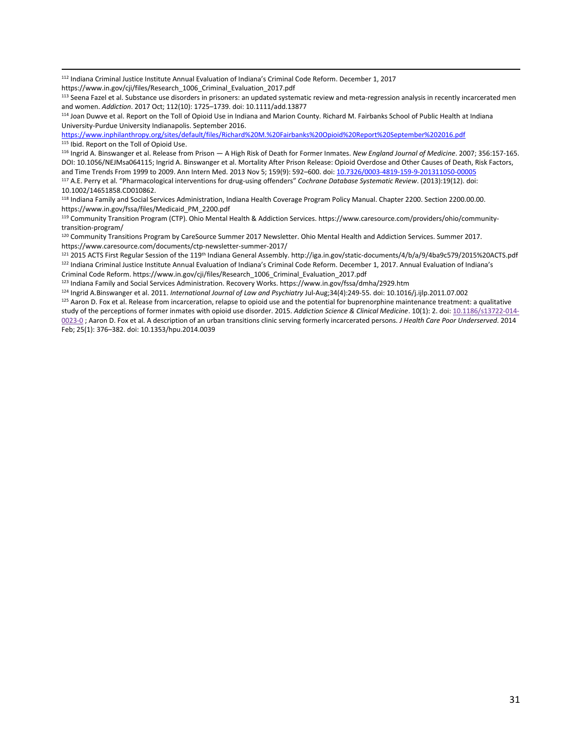[112] Indiana Criminal Justice Institute Annual Evaluation of Indiana's Criminal Code Reform. December 1, 2017 https://www.in.gov/cji/files/Research_1006_Criminal_Evaluation_2017.pdf

[113] Seena Fazel et al. Substance use disorders in prisoners: an updated systematic review and meta-regression analysis in recently incarcerated men and women. *Addiction*. 2017 Oct; 112(10): 1725–1739. doi: 10.1111/add.13877

[114] Joan Duwve et al. Report on the Toll of Opioid Use in Indiana and Marion County. Richard M. Fairbanks School of Public Health at Indiana University-Purdue University Indianapolis. September 2016. https://www.inphilanthropy.org/sites/default/files/Richard%20M.%20Fairbanks%20Opioid%20Report%20September%202016.pdf

[115] Ibid. Report on the Toll of Opioid Use.

[116] Ingrid A. Binswanger et al. Release from Prison — A High Risk of Death for Former Inmates. *New England Journal of Medicine*. 2007; 356:157-165. DOI: 10.1056/NEJMsa064115; Ingrid A. Binswanger et al. Mortality After Prison Release: Opioid Overdose and Other Causes of Death, Risk Factors, and Time Trends From 1999 to 2009. Ann Intern Med. 2013 Nov 5; 159(9): 592–600. doi: 10.7326/0003-4819-159-9-201311050-00005

[117] A.E. Perry et al. "Pharmacological interventions for drug-using offenders" *Cochrane Database Systematic Review*. (2013):19(12). doi: 10.1002/14651858.CD010862.

[118] Indiana Family and Social Services Administration, Indiana Health Coverage Program Policy Manual. Chapter 2200. Section 2200.00.00. https://www.in.gov/fssa/files/Medicaid_PM_2200.pdf

[119] Community Transition Program (CTP). Ohio Mental Health & Addiction Services. https://www.caresource.com/providers/ohio/community-transition-program/

[120] Community Transitions Program by CareSource Summer 2017 Newsletter. Ohio Mental Health and Addiction Services. Summer 2017. https://www.caresource.com/documents/ctp-newsletter-summer-2017/

[121] 2015 ACTS First Regular Session of the 119th Indiana General Assembly. http://iga.in.gov/static-documents/4/b/a/9/4ba9c579/2015%20ACTS.pdf

[122] Indiana Criminal Justice Institute Annual Evaluation of Indiana's Criminal Code Reform. December 1, 2017. Annual Evaluation of Indiana's Criminal Code Reform. https://www.in.gov/cji/files/Research_1006_Criminal_Evaluation_2017.pdf

[123] Indiana Family and Social Services Administration. Recovery Works. https://www.in.gov/fssa/dmha/2929.htm

[124] Ingrid A.Binswanger et al. 2011. *International Journal of Law and Psychiatry* Jul-Aug;34(4):249-55. doi: 10.1016/j.ijlp.2011.07.002

[125] Aaron D. Fox et al. Release from incarceration, relapse to opioid use and the potential for buprenorphine maintenance treatment: a qualitative study of the perceptions of former inmates with opioid use disorder. 2015. *Addiction Science & Clinical Medicine*. 10(1): 2. doi: 10.1186/s13722-014-0023-0 ; Aaron D. Fox et al. A description of an urban transitions clinic serving formerly incarcerated persons. *J Health Care Poor Underserved*. 2014 Feb; 25(1): 376–382. doi: 10.1353/hpu.2014.0039